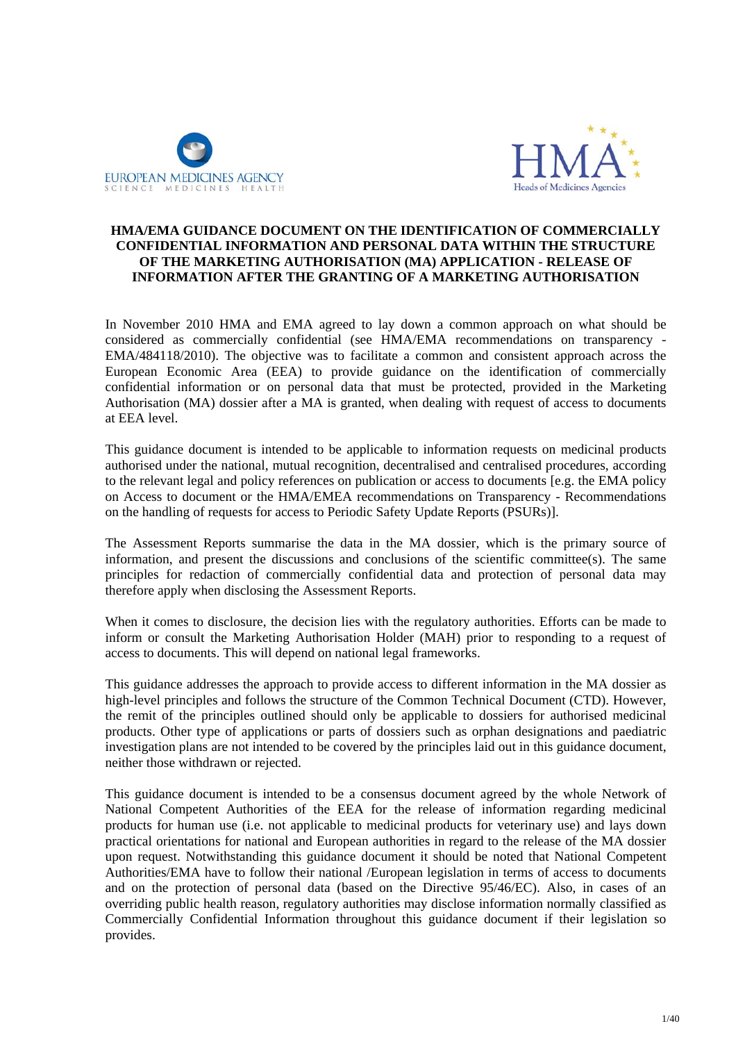EUROPEAN MEDICINES AGENCY
SCIENCE MEDICINES HEALTH

HMA
Heads of Medicines Agencies

# HMA/EMA GUIDANCE DOCUMENT ON THE IDENTIFICATION OF COMMERCIALLY CONFIDENTIAL INFORMATION AND PERSONAL DATA WITHIN THE STRUCTURE OF THE MARKETING AUTHORISATION (MA) APPLICATION - RELEASE OF INFORMATION AFTER THE GRANTING OF A MARKETING AUTHORISATION

In November 2010 HMA and EMA agreed to lay down a common approach on what should be considered as commercially confidential (see HMA/EMA recommendations on transparency - EMA/484118/2010). The objective was to facilitate a common and consistent approach across the European Economic Area (EEA) to provide guidance on the identification of commercially confidential information or on personal data that must be protected, provided in the Marketing Authorisation (MA) dossier after a MA is granted, when dealing with request of access to documents at EEA level.

This guidance document is intended to be applicable to information requests on medicinal products authorised under the national, mutual recognition, decentralised and centralised procedures, according to the relevant legal and policy references on publication or access to documents [e.g. the EMA policy on Access to document or the HMA/EMEA recommendations on Transparency - Recommendations on the handling of requests for access to Periodic Safety Update Reports (PSURs)].

The Assessment Reports summarise the data in the MA dossier, which is the primary source of information, and present the discussions and conclusions of the scientific committee(s). The same principles for redaction of commercially confidential data and protection of personal data may therefore apply when disclosing the Assessment Reports.

When it comes to disclosure, the decision lies with the regulatory authorities. Efforts can be made to inform or consult the Marketing Authorisation Holder (MAH) prior to responding to a request of access to documents. This will depend on national legal frameworks.

This guidance addresses the approach to provide access to different information in the MA dossier as high-level principles and follows the structure of the Common Technical Document (CTD). However, the remit of the principles outlined should only be applicable to dossiers for authorised medicinal products. Other type of applications or parts of dossiers such as orphan designations and paediatric investigation plans are not intended to be covered by the principles laid out in this guidance document, neither those withdrawn or rejected.

This guidance document is intended to be a consensus document agreed by the whole Network of National Competent Authorities of the EEA for the release of information regarding medicinal products for human use (i.e. not applicable to medicinal products for veterinary use) and lays down practical orientations for national and European authorities in regard to the release of the MA dossier upon request. Notwithstanding this guidance document it should be noted that National Competent Authorities/EMA have to follow their national /European legislation in terms of access to documents and on the protection of personal data (based on the Directive 95/46/EC). Also, in cases of an overriding public health reason, regulatory authorities may disclose information normally classified as Commercially Confidential Information throughout this guidance document if their legislation so provides.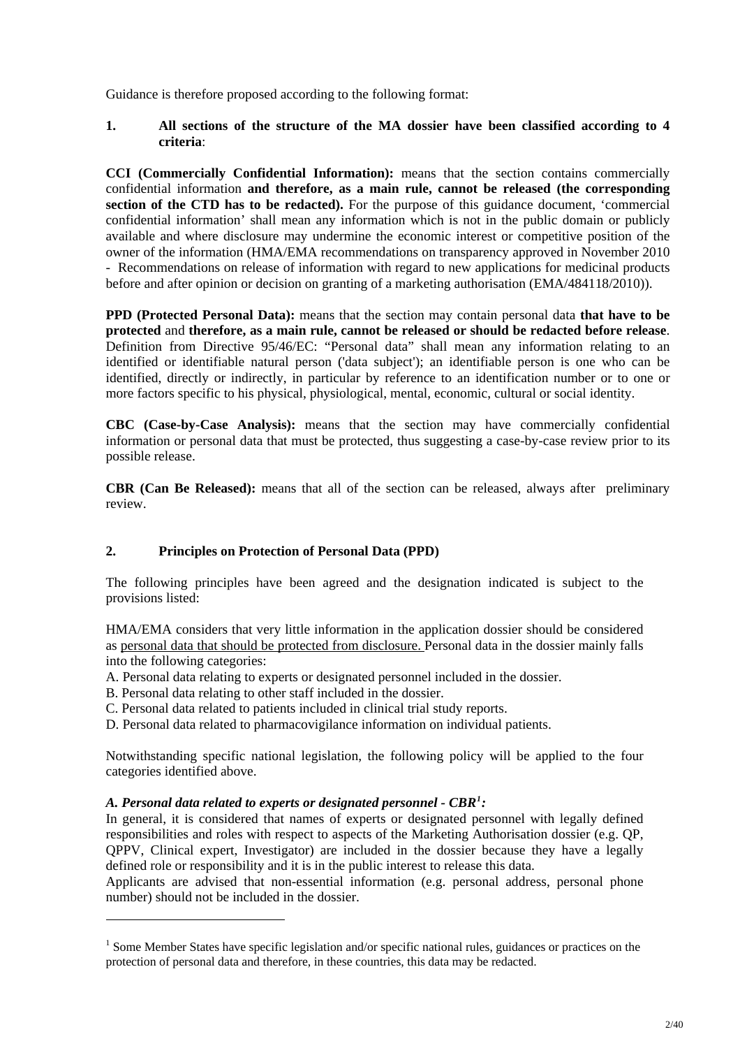Guidance is therefore proposed according to the following format:

## 1. All sections of the structure of the MA dossier have been classified according to 4 criteria:

**CCI (Commercially Confidential Information):** means that the section contains commercially confidential information **and therefore, as a main rule, cannot be released (the corresponding section of the CTD has to be redacted).** For the purpose of this guidance document, 'commercial confidential information' shall mean any information which is not in the public domain or publicly available and where disclosure may undermine the economic interest or competitive position of the owner of the information (HMA/EMA recommendations on transparency approved in November 2010 - Recommendations on release of information with regard to new applications for medicinal products before and after opinion or decision on granting of a marketing authorisation (EMA/484118/2010)).

**PPD (Protected Personal Data):** means that the section may contain personal data **that have to be protected** and **therefore, as a main rule, cannot be released or should be redacted before release**. Definition from Directive 95/46/EC: "Personal data" shall mean any information relating to an identified or identifiable natural person ('data subject'); an identifiable person is one who can be identified, directly or indirectly, in particular by reference to an identification number or to one or more factors specific to his physical, physiological, mental, economic, cultural or social identity.

**CBC (Case-by-Case Analysis):** means that the section may have commercially confidential information or personal data that must be protected, thus suggesting a case-by-case review prior to its possible release.

**CBR (Can Be Released):** means that all of the section can be released, always after preliminary review.

## 2. Principles on Protection of Personal Data (PPD)

The following principles have been agreed and the designation indicated is subject to the provisions listed:

HMA/EMA considers that very little information in the application dossier should be considered as <u>personal data that should be protected from disclosure.</u> Personal data in the dossier mainly falls into the following categories:

A. Personal data relating to experts or designated personnel included in the dossier.
B. Personal data relating to other staff included in the dossier.
C. Personal data related to patients included in clinical trial study reports.
D. Personal data related to pharmacovigilance information on individual patients.

Notwithstanding specific national legislation, the following policy will be applied to the four categories identified above.

### *A. Personal data related to experts or designated personnel - CBR[1]:*

In general, it is considered that names of experts or designated personnel with legally defined responsibilities and roles with respect to aspects of the Marketing Authorisation dossier (e.g. QP, QPPV, Clinical expert, Investigator) are included in the dossier because they have a legally defined role or responsibility and it is in the public interest to release this data.

Applicants are advised that non-essential information (e.g. personal address, personal phone number) should not be included in the dossier.

---

[1] Some Member States have specific legislation and/or specific national rules, guidances or practices on the protection of personal data and therefore, in these countries, this data may be redacted.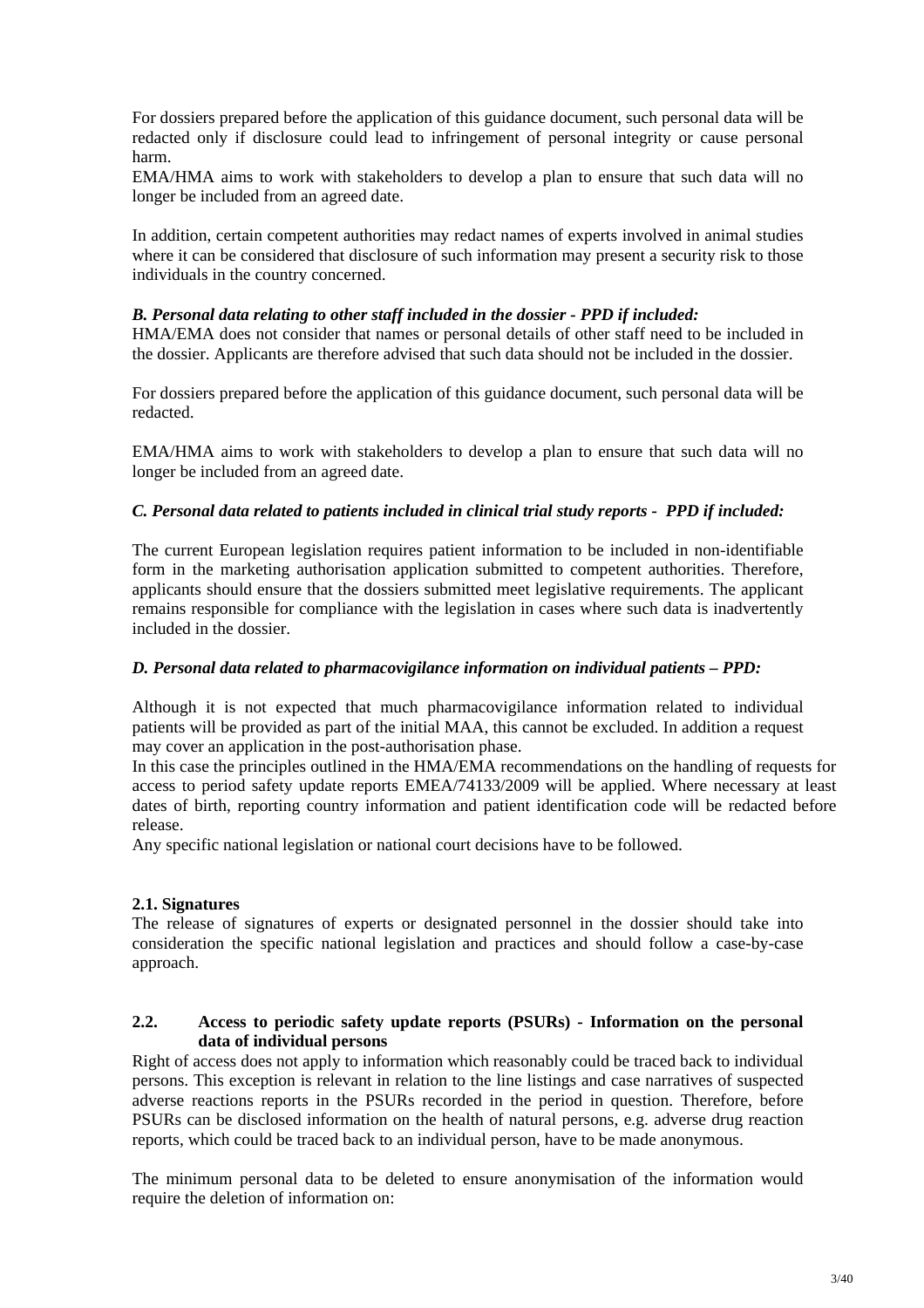For dossiers prepared before the application of this guidance document, such personal data will be redacted only if disclosure could lead to infringement of personal integrity or cause personal harm.

EMA/HMA aims to work with stakeholders to develop a plan to ensure that such data will no longer be included from an agreed date.

In addition, certain competent authorities may redact names of experts involved in animal studies where it can be considered that disclosure of such information may present a security risk to those individuals in the country concerned.

***B. Personal data relating to other staff included in the dossier - PPD if included:***

HMA/EMA does not consider that names or personal details of other staff need to be included in the dossier. Applicants are therefore advised that such data should not be included in the dossier.

For dossiers prepared before the application of this guidance document, such personal data will be redacted.

EMA/HMA aims to work with stakeholders to develop a plan to ensure that such data will no longer be included from an agreed date.

***C. Personal data related to patients included in clinical trial study reports - PPD if included:***

The current European legislation requires patient information to be included in non-identifiable form in the marketing authorisation application submitted to competent authorities. Therefore, applicants should ensure that the dossiers submitted meet legislative requirements. The applicant remains responsible for compliance with the legislation in cases where such data is inadvertently included in the dossier.

***D. Personal data related to pharmacovigilance information on individual patients – PPD:***

Although it is not expected that much pharmacovigilance information related to individual patients will be provided as part of the initial MAA, this cannot be excluded. In addition a request may cover an application in the post-authorisation phase.

In this case the principles outlined in the HMA/EMA recommendations on the handling of requests for access to period safety update reports EMEA/74133/2009 will be applied. Where necessary at least dates of birth, reporting country information and patient identification code will be redacted before release.

Any specific national legislation or national court decisions have to be followed.

**2.1. Signatures**

The release of signatures of experts or designated personnel in the dossier should take into consideration the specific national legislation and practices and should follow a case-by-case approach.

**2.2. Access to periodic safety update reports (PSURs) - Information on the personal data of individual persons**

Right of access does not apply to information which reasonably could be traced back to individual persons. This exception is relevant in relation to the line listings and case narratives of suspected adverse reactions reports in the PSURs recorded in the period in question. Therefore, before PSURs can be disclosed information on the health of natural persons, e.g. adverse drug reaction reports, which could be traced back to an individual person, have to be made anonymous.

The minimum personal data to be deleted to ensure anonymisation of the information would require the deletion of information on: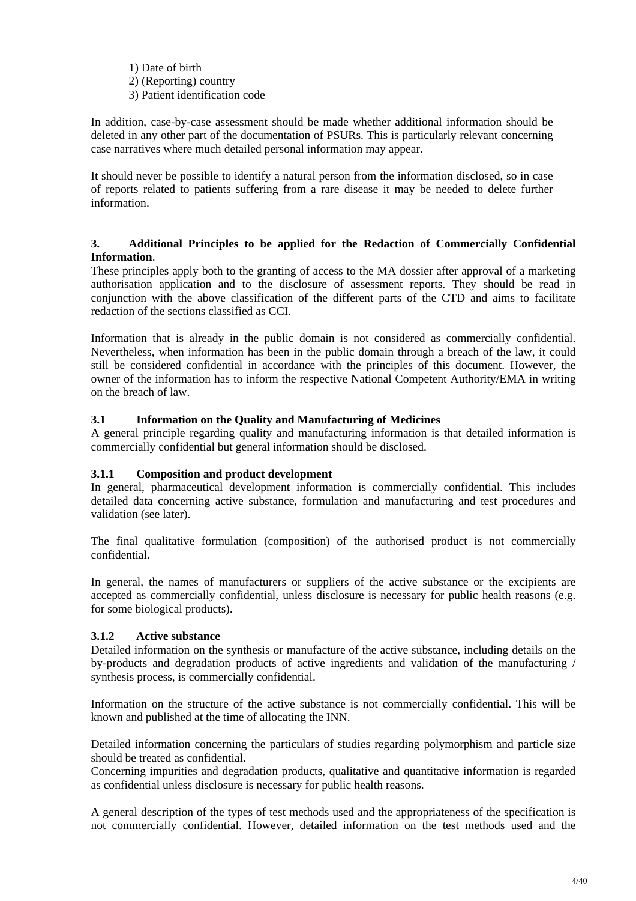1) Date of birth
2) (Reporting) country
3) Patient identification code

In addition, case-by-case assessment should be made whether additional information should be deleted in any other part of the documentation of PSURs. This is particularly relevant concerning case narratives where much detailed personal information may appear.

It should never be possible to identify a natural person from the information disclosed, so in case of reports related to patients suffering from a rare disease it may be needed to delete further information.

## 3. Additional Principles to be applied for the Redaction of Commercially Confidential Information.

These principles apply both to the granting of access to the MA dossier after approval of a marketing authorisation application and to the disclosure of assessment reports. They should be read in conjunction with the above classification of the different parts of the CTD and aims to facilitate redaction of the sections classified as CCI.

Information that is already in the public domain is not considered as commercially confidential. Nevertheless, when information has been in the public domain through a breach of the law, it could still be considered confidential in accordance with the principles of this document. However, the owner of the information has to inform the respective National Competent Authority/EMA in writing on the breach of law.

### 3.1 Information on the Quality and Manufacturing of Medicines

A general principle regarding quality and manufacturing information is that detailed information is commercially confidential but general information should be disclosed.

#### 3.1.1 Composition and product development

In general, pharmaceutical development information is commercially confidential. This includes detailed data concerning active substance, formulation and manufacturing and test procedures and validation (see later).

The final qualitative formulation (composition) of the authorised product is not commercially confidential.

In general, the names of manufacturers or suppliers of the active substance or the excipients are accepted as commercially confidential, unless disclosure is necessary for public health reasons (e.g. for some biological products).

#### 3.1.2 Active substance

Detailed information on the synthesis or manufacture of the active substance, including details on the by-products and degradation products of active ingredients and validation of the manufacturing / synthesis process, is commercially confidential.

Information on the structure of the active substance is not commercially confidential. This will be known and published at the time of allocating the INN.

Detailed information concerning the particulars of studies regarding polymorphism and particle size should be treated as confidential.
Concerning impurities and degradation products, qualitative and quantitative information is regarded as confidential unless disclosure is necessary for public health reasons.

A general description of the types of test methods used and the appropriateness of the specification is not commercially confidential. However, detailed information on the test methods used and the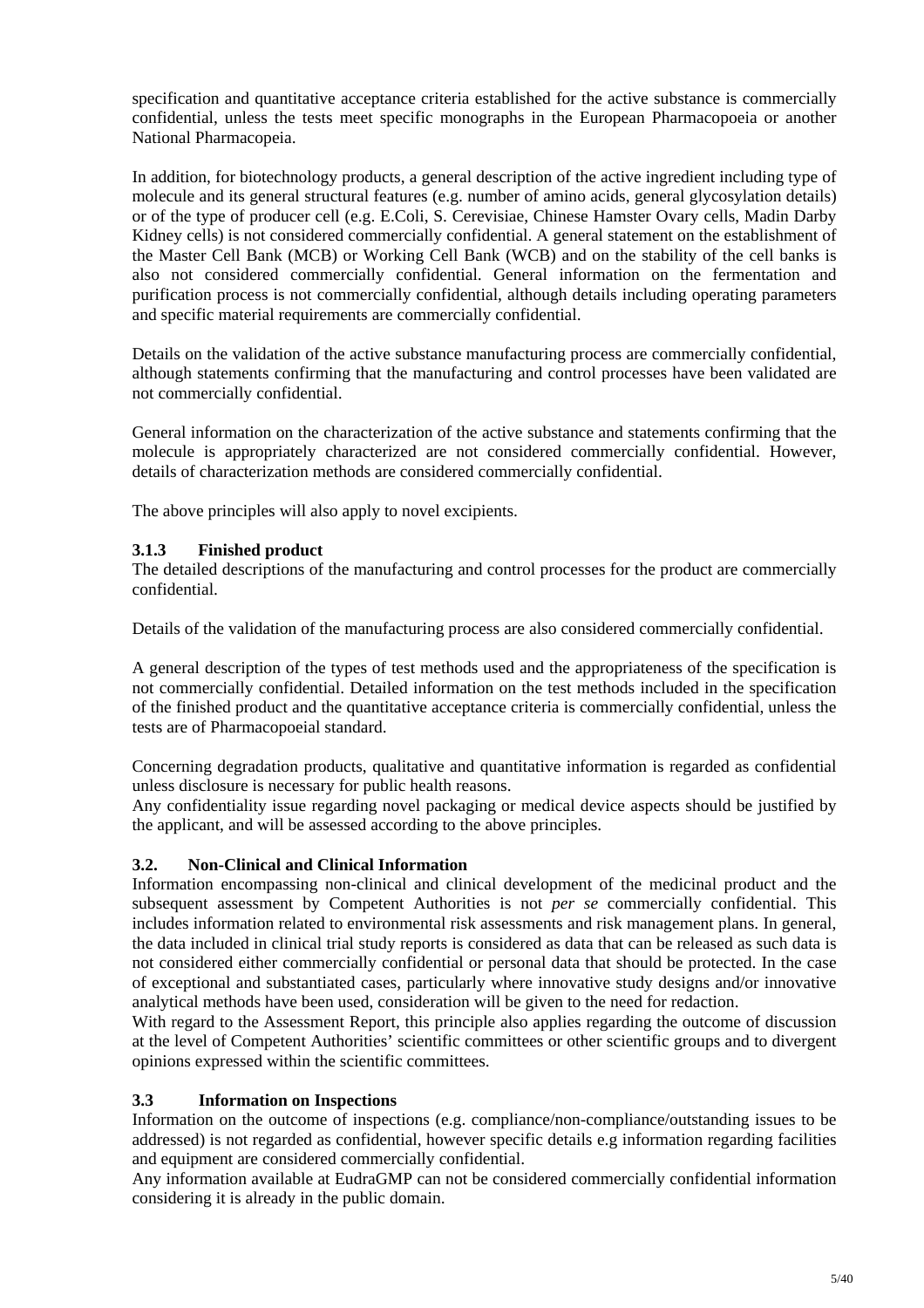specification and quantitative acceptance criteria established for the active substance is commercially confidential, unless the tests meet specific monographs in the European Pharmacopoeia or another National Pharmacopeia.

In addition, for biotechnology products, a general description of the active ingredient including type of molecule and its general structural features (e.g. number of amino acids, general glycosylation details) or of the type of producer cell (e.g. E.Coli, S. Cerevisiae, Chinese Hamster Ovary cells, Madin Darby Kidney cells) is not considered commercially confidential. A general statement on the establishment of the Master Cell Bank (MCB) or Working Cell Bank (WCB) and on the stability of the cell banks is also not considered commercially confidential. General information on the fermentation and purification process is not commercially confidential, although details including operating parameters and specific material requirements are commercially confidential.

Details on the validation of the active substance manufacturing process are commercially confidential, although statements confirming that the manufacturing and control processes have been validated are not commercially confidential.

General information on the characterization of the active substance and statements confirming that the molecule is appropriately characterized are not considered commercially confidential. However, details of characterization methods are considered commercially confidential.

The above principles will also apply to novel excipients.

### 3.1.3 Finished product

The detailed descriptions of the manufacturing and control processes for the product are commercially confidential.

Details of the validation of the manufacturing process are also considered commercially confidential.

A general description of the types of test methods used and the appropriateness of the specification is not commercially confidential. Detailed information on the test methods included in the specification of the finished product and the quantitative acceptance criteria is commercially confidential, unless the tests are of Pharmacopoeial standard.

Concerning degradation products, qualitative and quantitative information is regarded as confidential unless disclosure is necessary for public health reasons.
Any confidentiality issue regarding novel packaging or medical device aspects should be justified by the applicant, and will be assessed according to the above principles.

## 3.2. Non-Clinical and Clinical Information

Information encompassing non-clinical and clinical development of the medicinal product and the subsequent assessment by Competent Authorities is not *per se* commercially confidential. This includes information related to environmental risk assessments and risk management plans. In general, the data included in clinical trial study reports is considered as data that can be released as such data is not considered either commercially confidential or personal data that should be protected. In the case of exceptional and substantiated cases, particularly where innovative study designs and/or innovative analytical methods have been used, consideration will be given to the need for redaction.
With regard to the Assessment Report, this principle also applies regarding the outcome of discussion at the level of Competent Authorities' scientific committees or other scientific groups and to divergent opinions expressed within the scientific committees.

## 3.3 Information on Inspections

Information on the outcome of inspections (e.g. compliance/non-compliance/outstanding issues to be addressed) is not regarded as confidential, however specific details e.g information regarding facilities and equipment are considered commercially confidential.
Any information available at EudraGMP can not be considered commercially confidential information considering it is already in the public domain.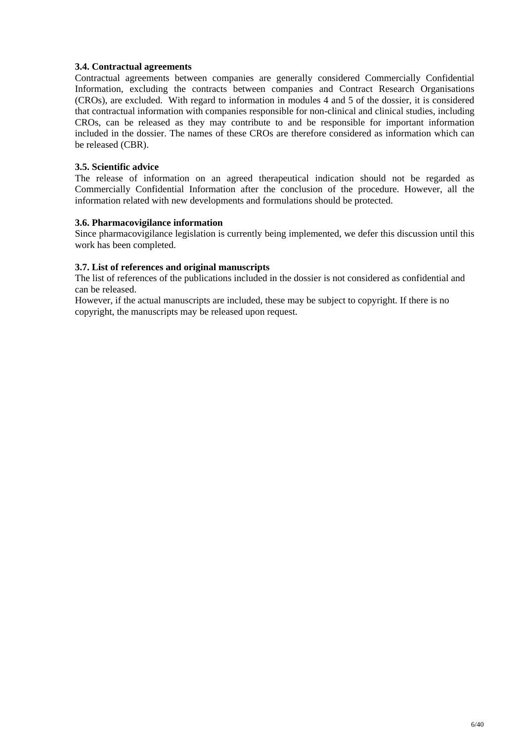### 3.4. Contractual agreements

Contractual agreements between companies are generally considered Commercially Confidential Information, excluding the contracts between companies and Contract Research Organisations (CROs), are excluded. With regard to information in modules 4 and 5 of the dossier, it is considered that contractual information with companies responsible for non-clinical and clinical studies, including CROs, can be released as they may contribute to and be responsible for important information included in the dossier. The names of these CROs are therefore considered as information which can be released (CBR).

### 3.5. Scientific advice

The release of information on an agreed therapeutical indication should not be regarded as Commercially Confidential Information after the conclusion of the procedure. However, all the information related with new developments and formulations should be protected.

### 3.6. Pharmacovigilance information

Since pharmacovigilance legislation is currently being implemented, we defer this discussion until this work has been completed.

### 3.7. List of references and original manuscripts

The list of references of the publications included in the dossier is not considered as confidential and can be released.

However, if the actual manuscripts are included, these may be subject to copyright. If there is no copyright, the manuscripts may be released upon request.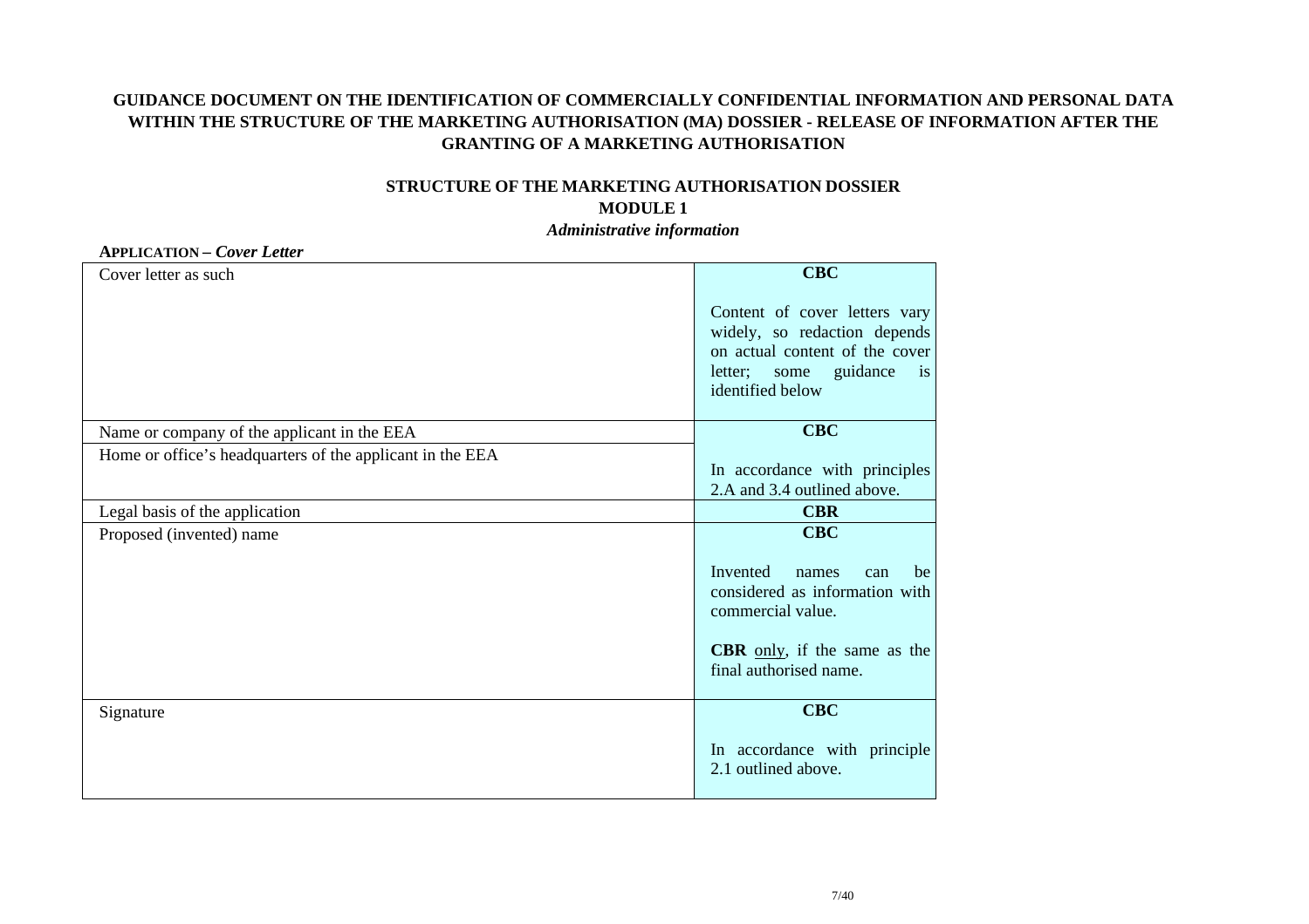**GUIDANCE DOCUMENT ON THE IDENTIFICATION OF COMMERCIALLY CONFIDENTIAL INFORMATION AND PERSONAL DATA WITHIN THE STRUCTURE OF THE MARKETING AUTHORISATION (MA) DOSSIER - RELEASE OF INFORMATION AFTER THE GRANTING OF A MARKETING AUTHORISATION**

**STRUCTURE OF THE MARKETING AUTHORISATION DOSSIER**

**MODULE 1**

***Administrative information***

**APPLICATION – *Cover Letter***

| | |
|---|---|
| Cover letter as such | **CBC**<br><br>Content of cover letters vary widely, so redaction depends on actual content of the cover letter; some guidance is identified below |
| Name or company of the applicant in the EEA | **CBC**<br><br>In accordance with principles 2.A and 3.4 outlined above. |
| Home or office's headquarters of the applicant in the EEA | |
| Legal basis of the application | **CBR** |
| Proposed (invented) name | **CBC**<br><br>Invented names can be considered as information with commercial value.<br><br>**CBR** <u>only</u>, if the same as the final authorised name. |
| Signature | **CBC**<br><br>In accordance with principle 2.1 outlined above. |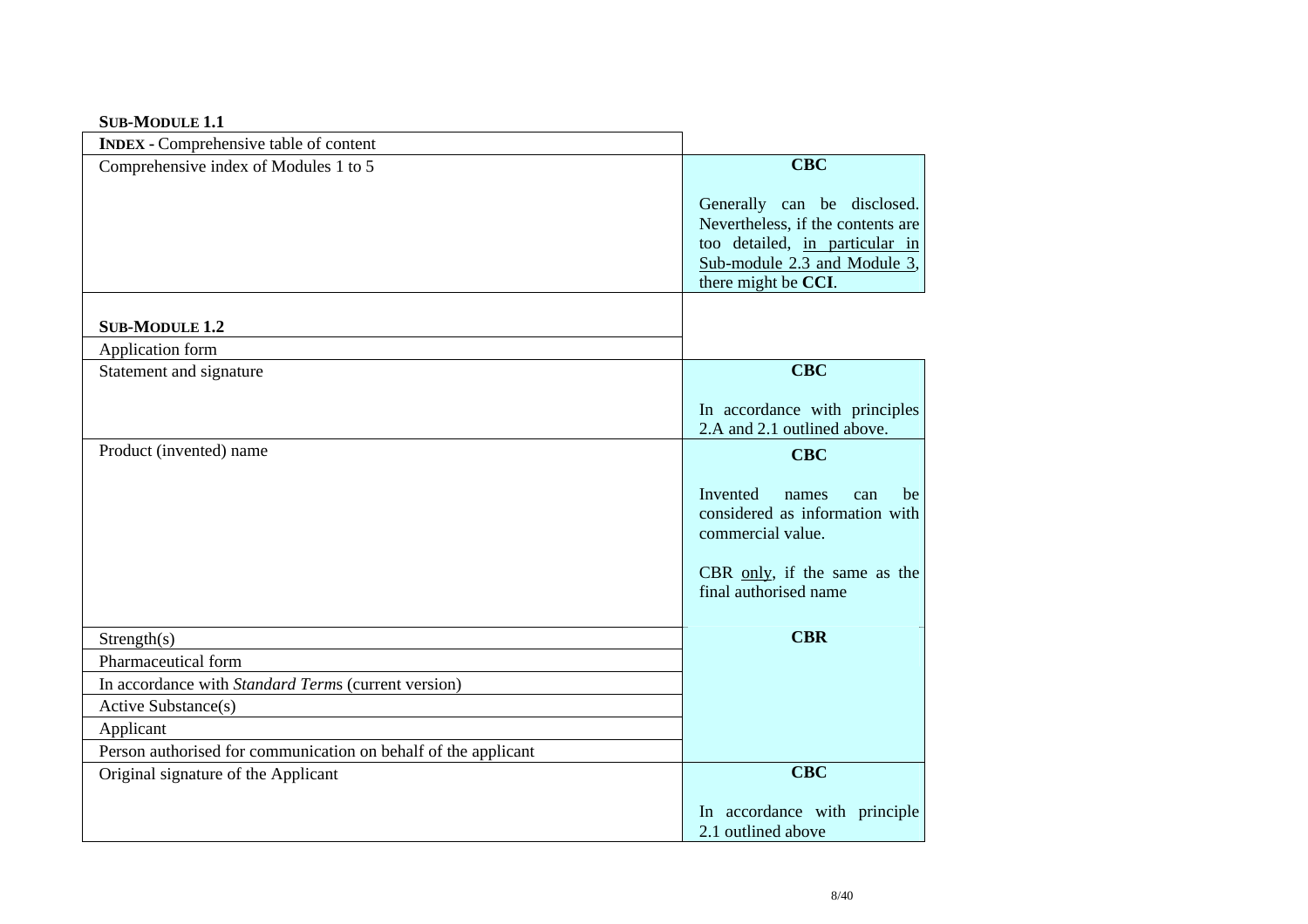**SUB-MODULE 1.1**

| **INDEX -** Comprehensive table of content | |
|---|---|
| Comprehensive index of Modules 1 to 5 | **CBC**<br><br>Generally can be disclosed. Nevertheless, if the contents are too detailed, <u>in particular in Sub-module 2.3 and Module 3</u>, there might be **CCI**. |

**SUB-MODULE 1.2**

| Application form | |
|---|---|
| Statement and signature | **CBC**<br><br>In accordance with principles 2.A and 2.1 outlined above. |
| Product (invented) name | **CBC**<br><br>Invented names can be considered as information with commercial value.<br><br>CBR <u>only</u>, if the same as the final authorised name |
| Strength(s) | **CBR** |
| Pharmaceutical form | |
| In accordance with *Standard Terms* (current version) | |
| Active Substance(s) | |
| Applicant | |
| Person authorised for communication on behalf of the applicant | |
| Original signature of the Applicant | **CBC**<br><br>In accordance with principle 2.1 outlined above |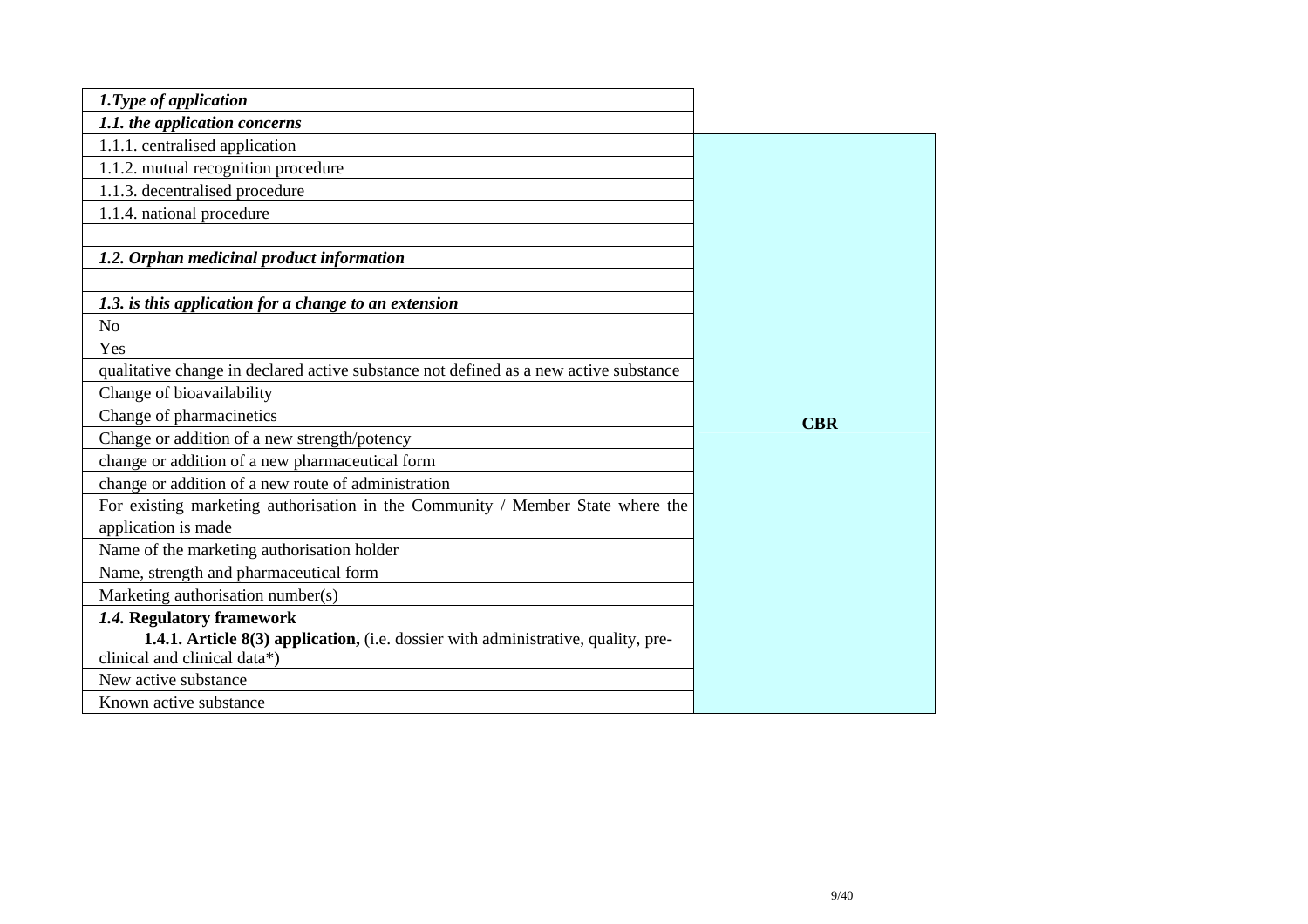| *1.Type of application* | |
|---|---|
| *1.1. the application concerns* | |
| 1.1.1. centralised application | CBR |
| 1.1.2. mutual recognition procedure | |
| 1.1.3. decentralised procedure | |
| 1.1.4. national procedure | |
| | |
| *1.2. Orphan medicinal product information* | |
| | |
| *1.3. is this application for a change to an extension* | |
| No | |
| Yes | |
| qualitative change in declared active substance not defined as a new active substance | |
| Change of bioavailability | |
| Change of pharmacinetics | |
| Change or addition of a new strength/potency | |
| change or addition of a new pharmaceutical form | |
| change or addition of a new route of administration | |
| For existing marketing authorisation in the Community / Member State where the application is made | |
| Name of the marketing authorisation holder | |
| Name, strength and pharmaceutical form | |
| Marketing authorisation number(s) | |
| *1.4.* **Regulatory framework** | |
| **1.4.1. Article 8(3) application,** (i.e. dossier with administrative, quality, pre-clinical and clinical data*) | |
| New active substance | |
| Known active substance | |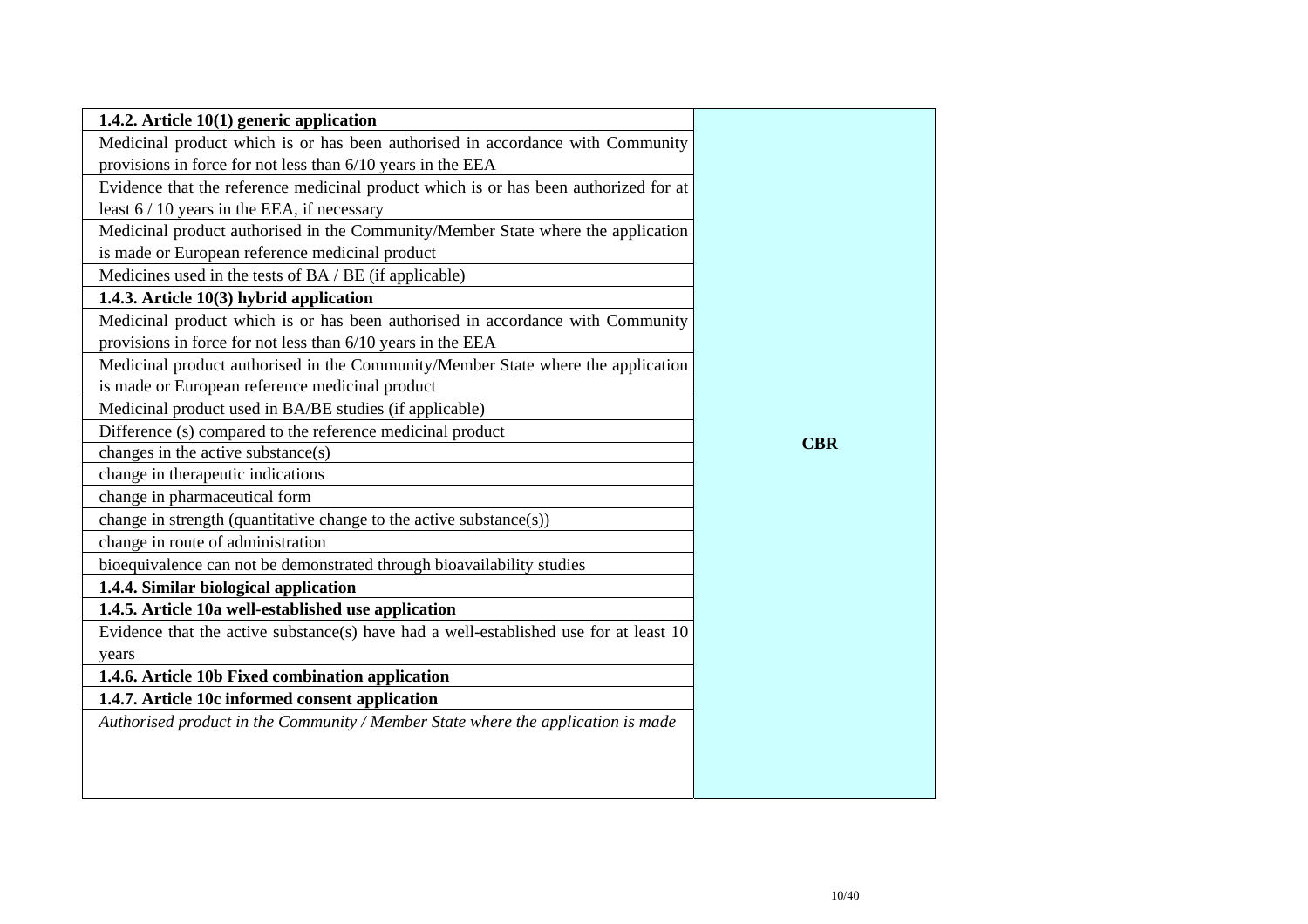| | |
|---|---|
| **1.4.2. Article 10(1) generic application** | **CBR** |
| Medicinal product which is or has been authorised in accordance with Community provisions in force for not less than 6/10 years in the EEA | |
| Evidence that the reference medicinal product which is or has been authorized for at least 6 / 10 years in the EEA, if necessary | |
| Medicinal product authorised in the Community/Member State where the application is made or European reference medicinal product | |
| Medicines used in the tests of BA / BE (if applicable) | |
| **1.4.3. Article 10(3) hybrid application** | |
| Medicinal product which is or has been authorised in accordance with Community provisions in force for not less than 6/10 years in the EEA | |
| Medicinal product authorised in the Community/Member State where the application is made or European reference medicinal product | |
| Medicinal product used in BA/BE studies (if applicable) | |
| Difference (s) compared to the reference medicinal product | |
| changes in the active substance(s) | |
| change in therapeutic indications | |
| change in pharmaceutical form | |
| change in strength (quantitative change to the active substance(s)) | |
| change in route of administration | |
| bioequivalence can not be demonstrated through bioavailability studies | |
| **1.4.4. Similar biological application** | |
| **1.4.5. Article 10a well-established use application** | |
| Evidence that the active substance(s) have had a well-established use for at least 10 years | |
| **1.4.6. Article 10b Fixed combination application** | |
| **1.4.7. Article 10c informed consent application** | |
| *Authorised product in the Community / Member State where the application is made* | |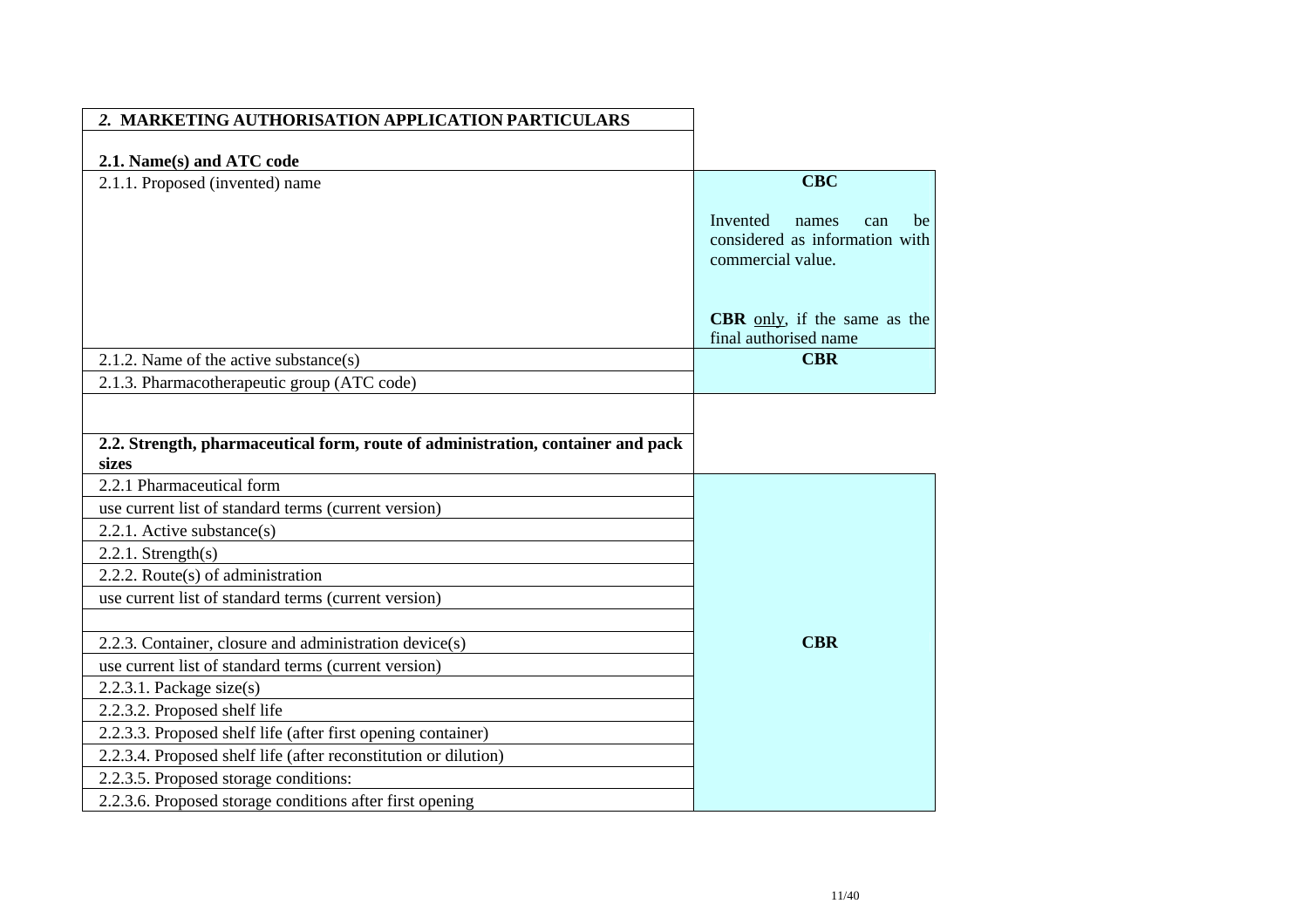| *2.* **MARKETING AUTHORISATION APPLICATION PARTICULARS** | |
|---|---|
| **2.1. Name(s) and ATC code** | |
| 2.1.1. Proposed (invented) name | **CBC**<br><br>Invented names can be considered as information with commercial value.<br><br>**CBR** only, if the same as the final authorised name |
| 2.1.2. Name of the active substance(s) | **CBR** |
| 2.1.3. Pharmacotherapeutic group (ATC code) | |
| | |
| **2.2. Strength, pharmaceutical form, route of administration, container and pack sizes** | |
| 2.2.1 Pharmaceutical form | **CBR** |
| use current list of standard terms (current version) | |
| 2.2.1. Active substance(s) | |
| 2.2.1. Strength(s) | |
| 2.2.2. Route(s) of administration | |
| use current list of standard terms (current version) | |
| | |
| 2.2.3. Container, closure and administration device(s) | |
| use current list of standard terms (current version) | |
| 2.2.3.1. Package size(s) | |
| 2.2.3.2. Proposed shelf life | |
| 2.2.3.3. Proposed shelf life (after first opening container) | |
| 2.2.3.4. Proposed shelf life (after reconstitution or dilution) | |
| 2.2.3.5. Proposed storage conditions: | |
| 2.2.3.6. Proposed storage conditions after first opening | |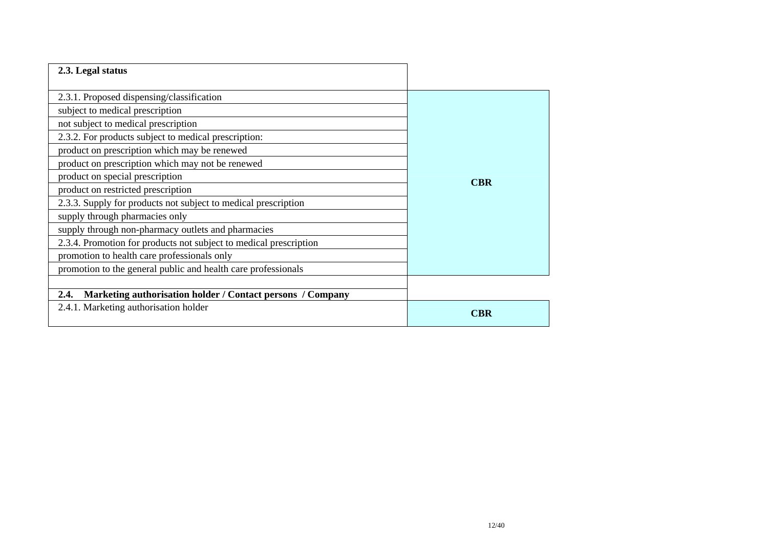| **2.3. Legal status** | |
|---|---|
| 2.3.1. Proposed dispensing/classification | **CBR** |
| subject to medical prescription | |
| not subject to medical prescription | |
| 2.3.2. For products subject to medical prescription: | |
| product on prescription which may be renewed | |
| product on prescription which may not be renewed | |
| product on special prescription | |
| product on restricted prescription | |
| 2.3.3. Supply for products not subject to medical prescription | |
| supply through pharmacies only | |
| supply through non-pharmacy outlets and pharmacies | |
| 2.3.4. Promotion for products not subject to medical prescription | |
| promotion to health care professionals only | |
| promotion to the general public and health care professionals | |
| | |
| **2.4. Marketing authorisation holder / Contact persons / Company** | |
| 2.4.1. Marketing authorisation holder | **CBR** |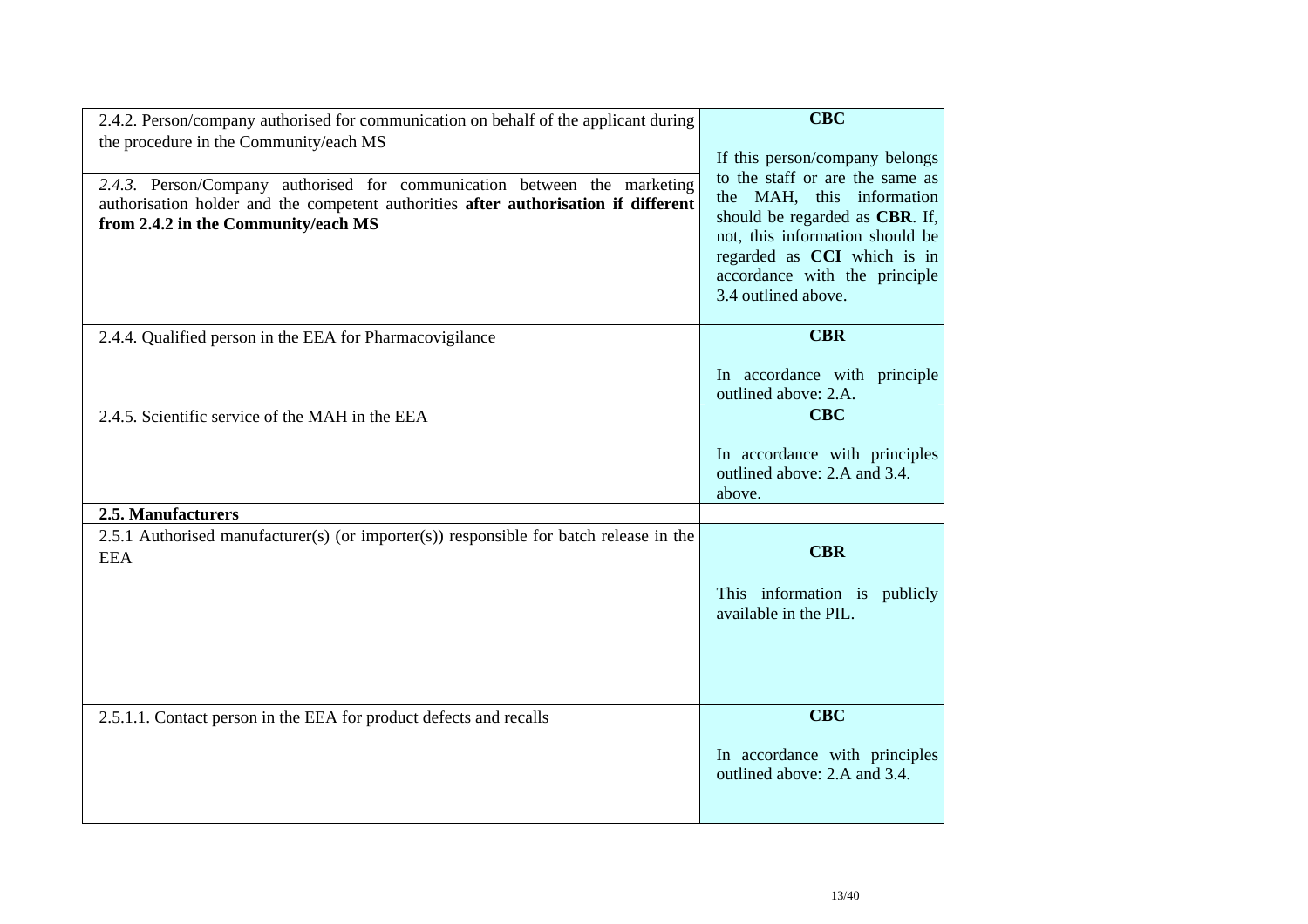| | |
|---|---|
| 2.4.2. Person/company authorised for communication on behalf of the applicant during the procedure in the Community/each MS<br><br>*2.4.3.* Person/Company authorised for communication between the marketing authorisation holder and the competent authorities **after authorisation if different from 2.4.2 in the Community/each MS** | **CBC**<br><br>If this person/company belongs to the staff or are the same as the MAH, this information should be regarded as **CBR**. If, not, this information should be regarded as **CCI** which is in accordance with the principle 3.4 outlined above. |
| 2.4.4. Qualified person in the EEA for Pharmacovigilance | **CBR**<br><br>In accordance with principle outlined above: 2.A. |
| 2.4.5. Scientific service of the MAH in the EEA | **CBC**<br><br>In accordance with principles outlined above: 2.A and 3.4. above. |
| **2.5. Manufacturers** | |
| 2.5.1 Authorised manufacturer(s) (or importer(s)) responsible for batch release in the EEA | **CBR**<br><br>This information is publicly available in the PIL. |
| 2.5.1.1. Contact person in the EEA for product defects and recalls | **CBC**<br><br>In accordance with principles outlined above: 2.A and 3.4. |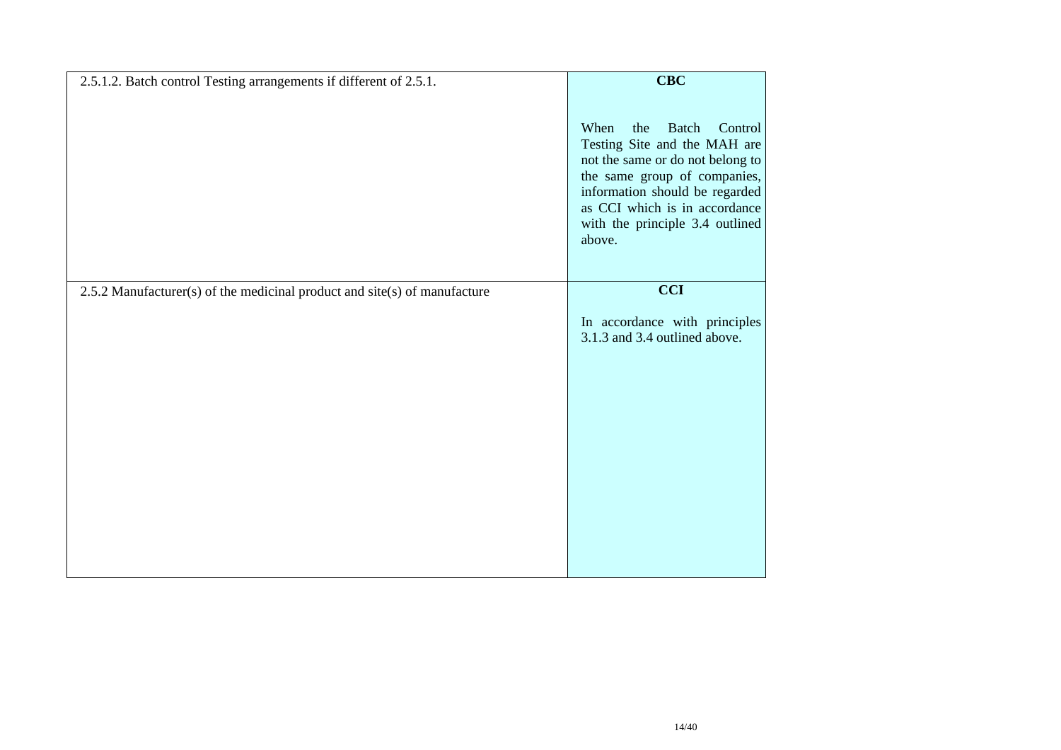| | |
|---|---|
| 2.5.1.2. Batch control Testing arrangements if different of 2.5.1. | **CBC**<br><br>When the Batch Control Testing Site and the MAH are not the same or do not belong to the same group of companies, information should be regarded as CCI which is in accordance with the principle 3.4 outlined above. |
| 2.5.2 Manufacturer(s) of the medicinal product and site(s) of manufacture | **CCI**<br><br>In accordance with principles 3.1.3 and 3.4 outlined above. |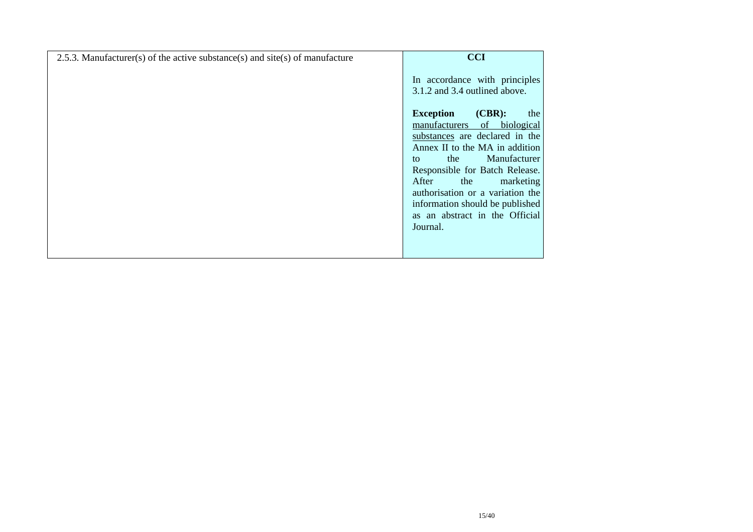| 2.5.3. Manufacturer(s) of the active substance(s) and site(s) of manufacture | **CCI**<br><br>In accordance with principles 3.1.2 and 3.4 outlined above.<br><br>**Exception (CBR):** the <u>manufacturers of biological substances</u> are declared in the Annex II to the MA in addition to the Manufacturer Responsible for Batch Release. After the marketing authorisation or a variation the information should be published as an abstract in the Official Journal. |
|---|---|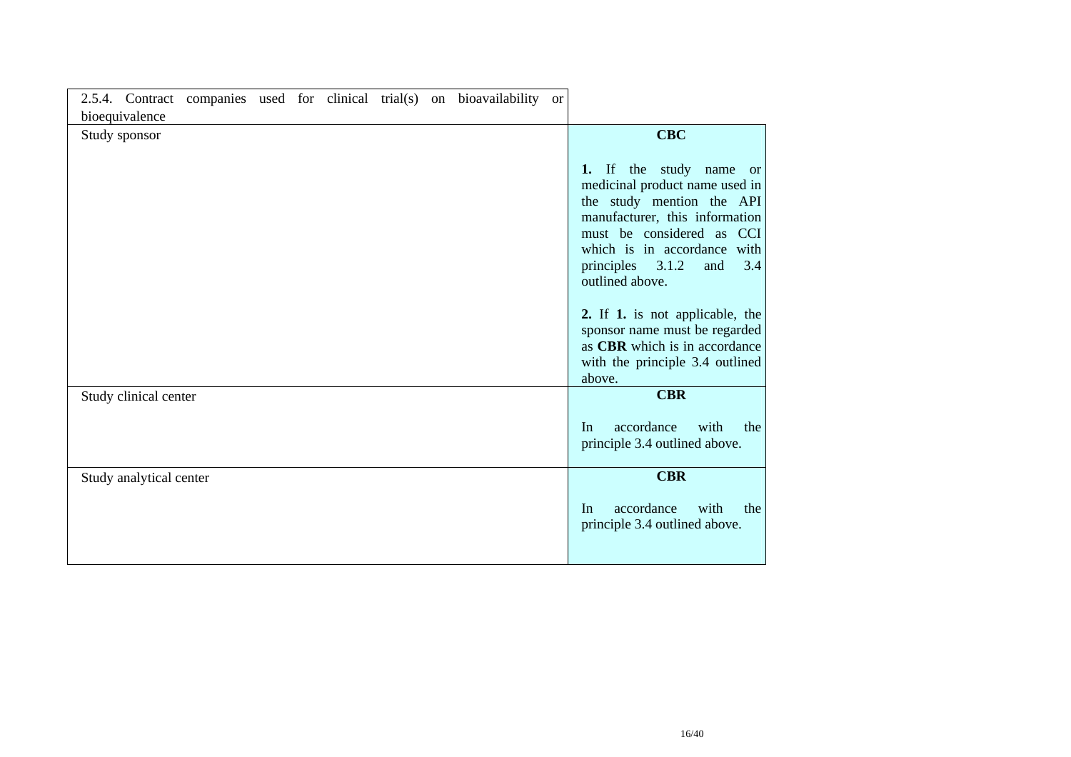| 2.5.4. Contract companies used for clinical trial(s) on bioavailability or bioequivalence | |
|---|---|
| Study sponsor | **CBC**<br><br>**1.** If the study name or medicinal product name used in the study mention the API manufacturer, this information must be considered as CCI which is in accordance with principles 3.1.2 and 3.4 outlined above.<br><br>**2.** If **1.** is not applicable, the sponsor name must be regarded as **CBR** which is in accordance with the principle 3.4 outlined above. |
| Study clinical center | **CBR**<br><br>In accordance with the principle 3.4 outlined above. |
| Study analytical center | **CBR**<br><br>In accordance with the principle 3.4 outlined above. |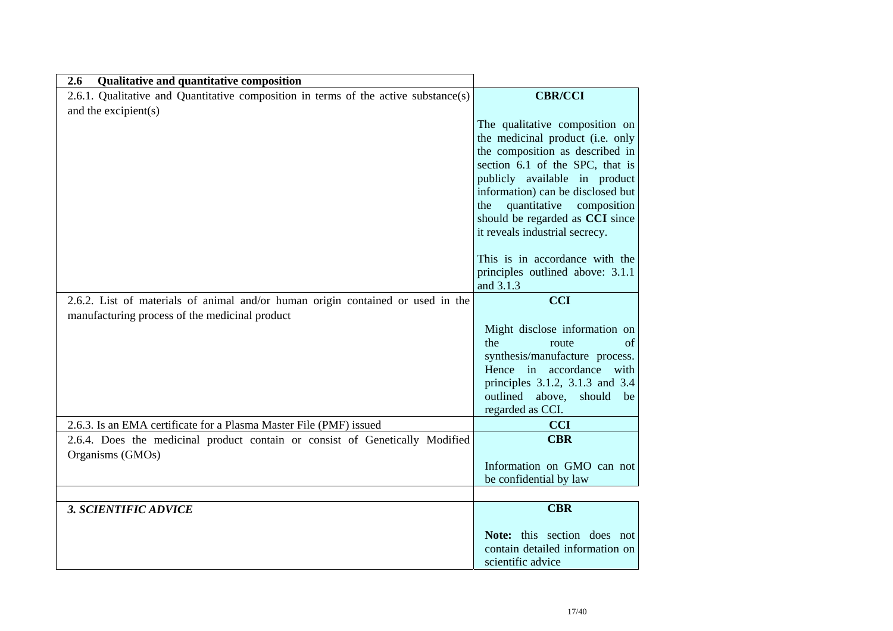| **2.6 Qualitative and quantitative composition** | |
|---|---|
| 2.6.1. Qualitative and Quantitative composition in terms of the active substance(s) and the excipient(s) | **CBR/CCI**<br><br>The qualitative composition on the medicinal product (i.e. only the composition as described in section 6.1 of the SPC, that is publicly available in product information) can be disclosed but the quantitative composition should be regarded as **CCI** since it reveals industrial secrecy.<br><br>This is in accordance with the principles outlined above: 3.1.1 and 3.1.3 |
| 2.6.2. List of materials of animal and/or human origin contained or used in the manufacturing process of the medicinal product | **CCI**<br><br>Might disclose information on the route of synthesis/manufacture process. Hence in accordance with principles 3.1.2, 3.1.3 and 3.4 outlined above, should be regarded as CCI. |
| 2.6.3. Is an EMA certificate for a Plasma Master File (PMF) issued | **CCI** |
| 2.6.4. Does the medicinal product contain or consist of Genetically Modified Organisms (GMOs) | **CBR**<br><br>Information on GMO can not be confidential by law |
| | |
| ***3. SCIENTIFIC ADVICE*** | **CBR**<br><br>**Note:** this section does not contain detailed information on scientific advice |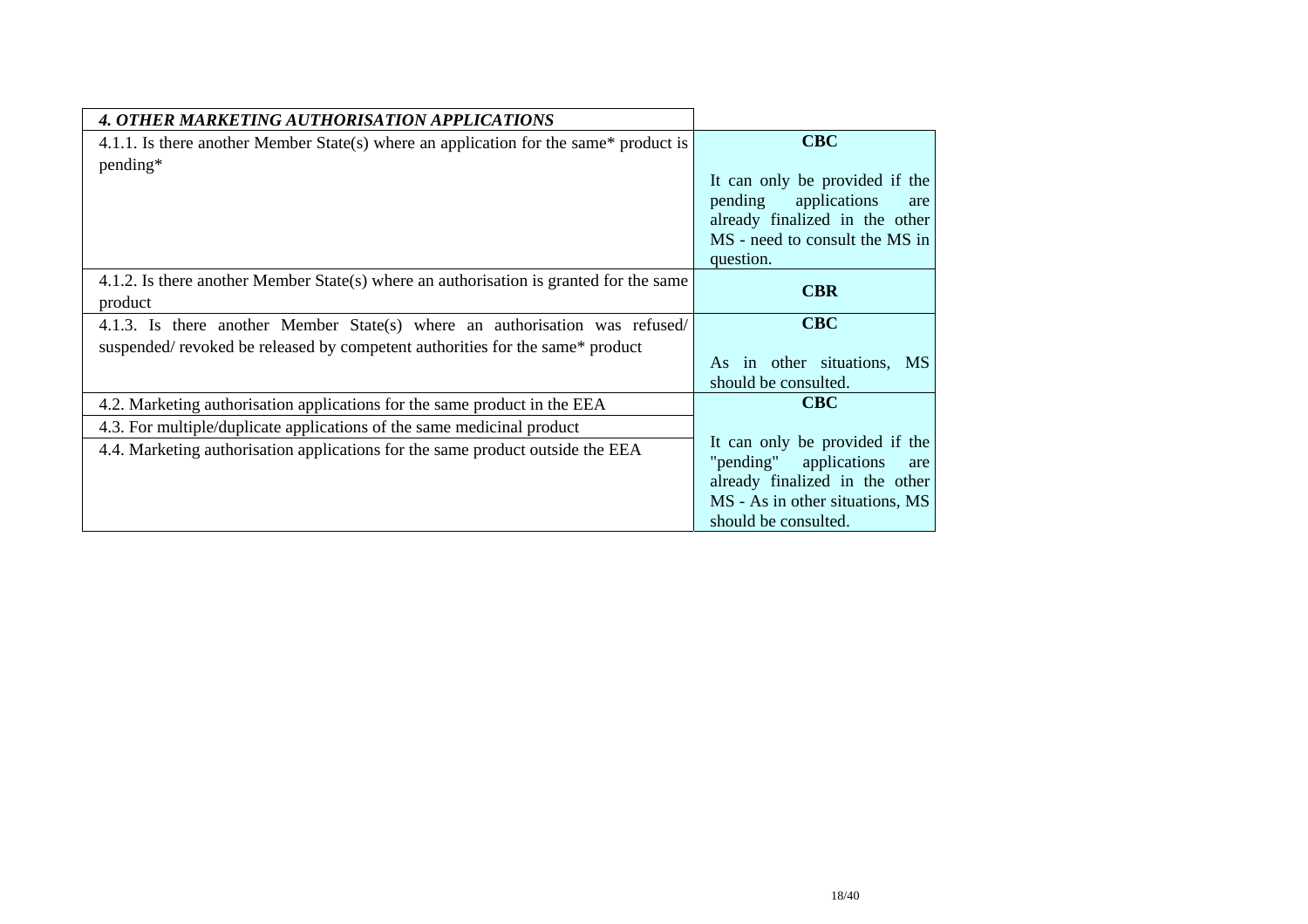| *4. OTHER MARKETING AUTHORISATION APPLICATIONS* | |
|---|---|
| 4.1.1. Is there another Member State(s) where an application for the same* product is pending* | **CBC**<br><br>It can only be provided if the pending applications are already finalized in the other MS - need to consult the MS in question. |
| 4.1.2. Is there another Member State(s) where an authorisation is granted for the same product | **CBR** |
| 4.1.3. Is there another Member State(s) where an authorisation was refused/ suspended/ revoked be released by competent authorities for the same* product | **CBC**<br><br>As in other situations, MS should be consulted. |
| 4.2. Marketing authorisation applications for the same product in the EEA | **CBC**<br><br>It can only be provided if the "pending" applications are already finalized in the other MS - As in other situations, MS should be consulted. |
| 4.3. For multiple/duplicate applications of the same medicinal product | |
| 4.4. Marketing authorisation applications for the same product outside the EEA | |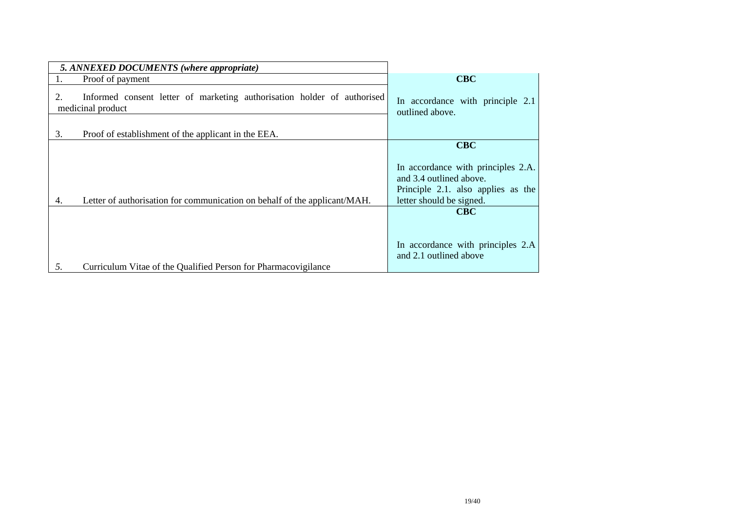| *5. ANNEXED DOCUMENTS (where appropriate)* | |
|---|---|
| 1. Proof of payment<br><br>2. Informed consent letter of marketing authorisation holder of authorised medicinal product<br><br>3. Proof of establishment of the applicant in the EEA. | **CBC**<br><br>In accordance with principle 2.1 outlined above. |
| 4. Letter of authorisation for communication on behalf of the applicant/MAH. | **CBC**<br><br>In accordance with principles 2.A. and 3.4 outlined above.<br>Principle 2.1. also applies as the letter should be signed. |
| *5.* Curriculum Vitae of the Qualified Person for Pharmacovigilance | **CBC**<br><br>In accordance with principles 2.A and 2.1 outlined above |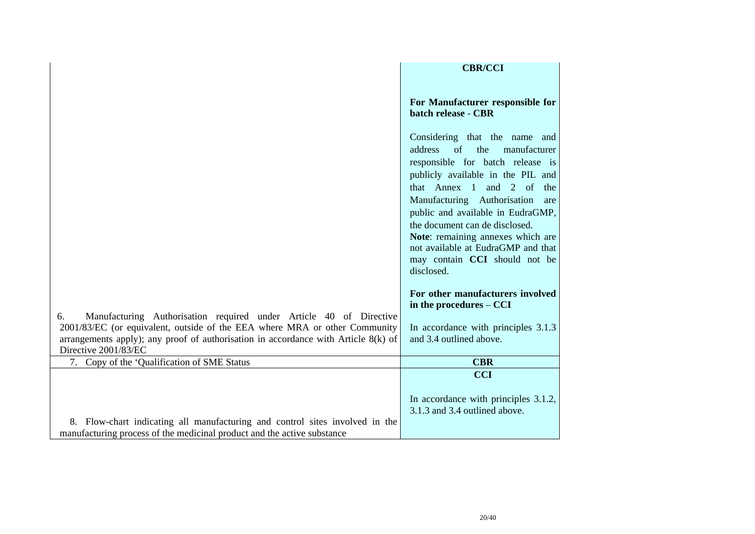| | |
|---|---|
| 6. Manufacturing Authorisation required under Article 40 of Directive 2001/83/EC (or equivalent, outside of the EEA where MRA or other Community arrangements apply); any proof of authorisation in accordance with Article 8(k) of Directive 2001/83/EC | **CBR/CCI**<br><br>**For Manufacturer responsible for batch release - CBR**<br><br>Considering that the name and address of the manufacturer responsible for batch release is publicly available in the PIL and that Annex 1 and 2 of the Manufacturing Authorisation are public and available in EudraGMP, the document can de disclosed.<br>**Note**: remaining annexes which are not available at EudraGMP and that may contain **CCI** should not be disclosed.<br><br>**For other manufacturers involved in the procedures – CCI**<br><br>In accordance with principles 3.1.3 and 3.4 outlined above. |
| 7. Copy of the 'Qualification of SME Status | **CBR** |
| 8. Flow-chart indicating all manufacturing and control sites involved in the manufacturing process of the medicinal product and the active substance | **CCI**<br><br>In accordance with principles 3.1.2, 3.1.3 and 3.4 outlined above. |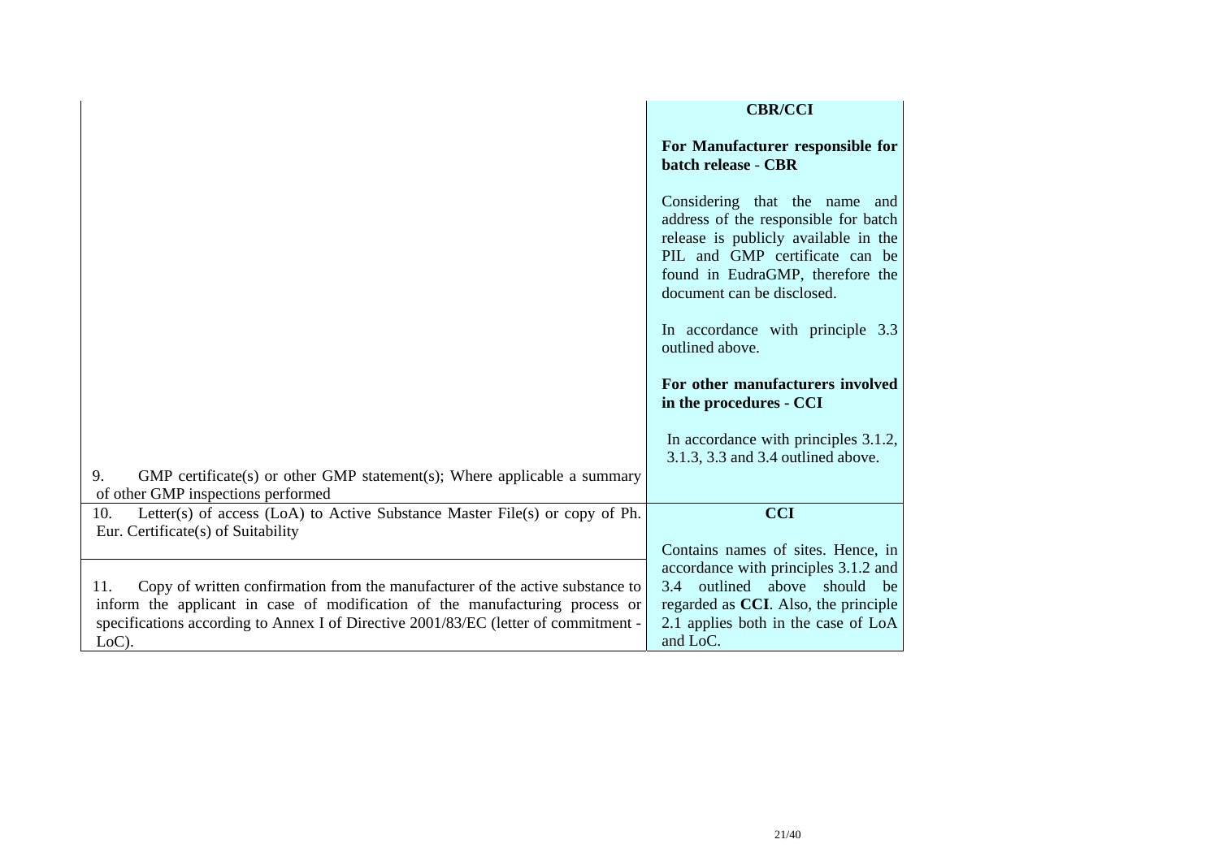| | |
|---|---|
| 9. GMP certificate(s) or other GMP statement(s); Where applicable a summary of other GMP inspections performed | **CBR/CCI**<br><br>**For Manufacturer responsible for batch release - CBR**<br><br>Considering that the name and address of the responsible for batch release is publicly available in the PIL and GMP certificate can be found in EudraGMP, therefore the document can be disclosed.<br><br>In accordance with principle 3.3 outlined above.<br><br>**For other manufacturers involved in the procedures - CCI**<br><br>In accordance with principles 3.1.2, 3.1.3, 3.3 and 3.4 outlined above. |
| 10. Letter(s) of access (LoA) to Active Substance Master File(s) or copy of Ph. Eur. Certificate(s) of Suitability | **CCI**<br><br>Contains names of sites. Hence, in accordance with principles 3.1.2 and 3.4 outlined above should be regarded as **CCI**. Also, the principle 2.1 applies both in the case of LoA and LoC. |
| 11. Copy of written confirmation from the manufacturer of the active substance to inform the applicant in case of modification of the manufacturing process or specifications according to Annex I of Directive 2001/83/EC (letter of commitment - LoC). | |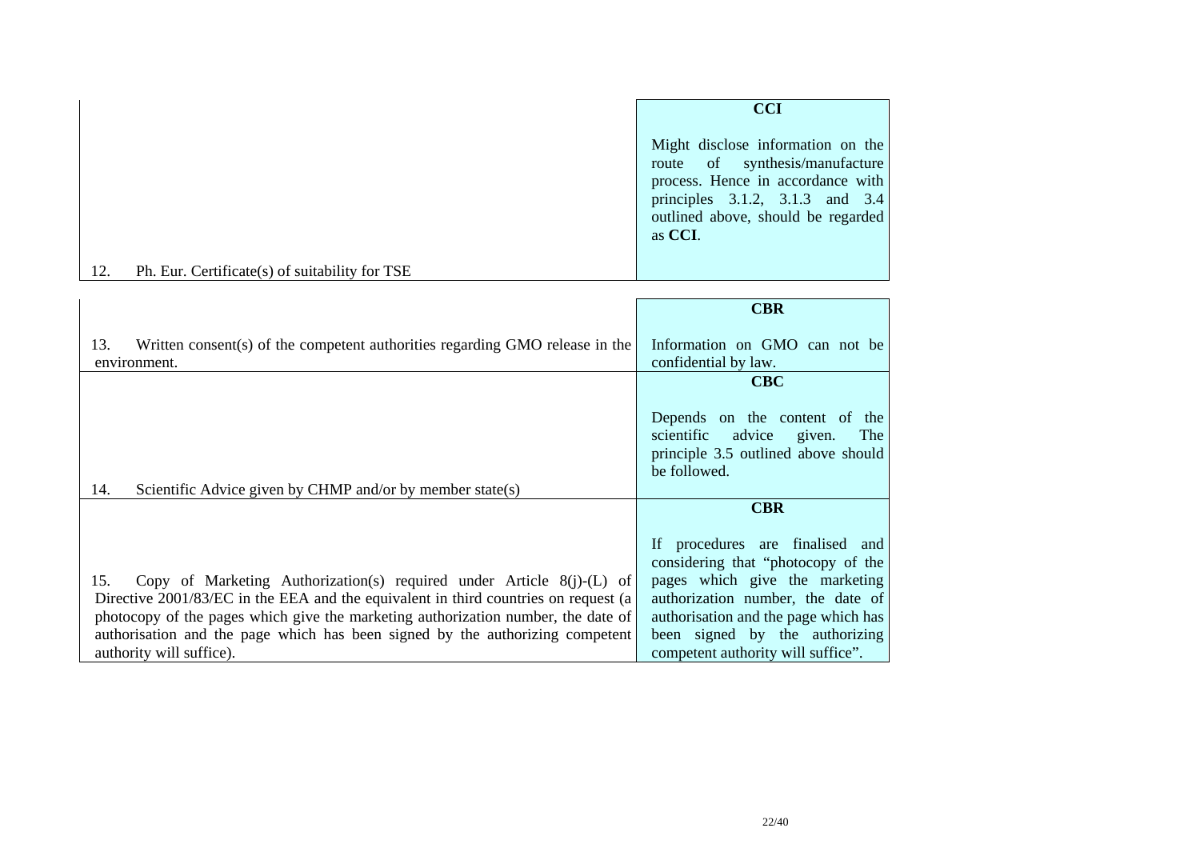| | |
|---|---|
| 12. Ph. Eur. Certificate(s) of suitability for TSE | **CCI**<br><br>Might disclose information on the route of synthesis/manufacture process. Hence in accordance with principles 3.1.2, 3.1.3 and 3.4 outlined above, should be regarded as **CCI**. |

| | |
|---|---|
| 13. Written consent(s) of the competent authorities regarding GMO release in the environment. | **CBR**<br><br>Information on GMO can not be confidential by law. |
| 14. Scientific Advice given by CHMP and/or by member state(s) | **CBC**<br><br>Depends on the content of the scientific advice given. The principle 3.5 outlined above should be followed. |
| 15. Copy of Marketing Authorization(s) required under Article 8(j)-(L) of Directive 2001/83/EC in the EEA and the equivalent in third countries on request (a photocopy of the pages which give the marketing authorization number, the date of authorisation and the page which has been signed by the authorizing competent authority will suffice). | **CBR**<br><br>If procedures are finalised and considering that "photocopy of the pages which give the marketing authorization number, the date of authorisation and the page which has been signed by the authorizing competent authority will suffice". |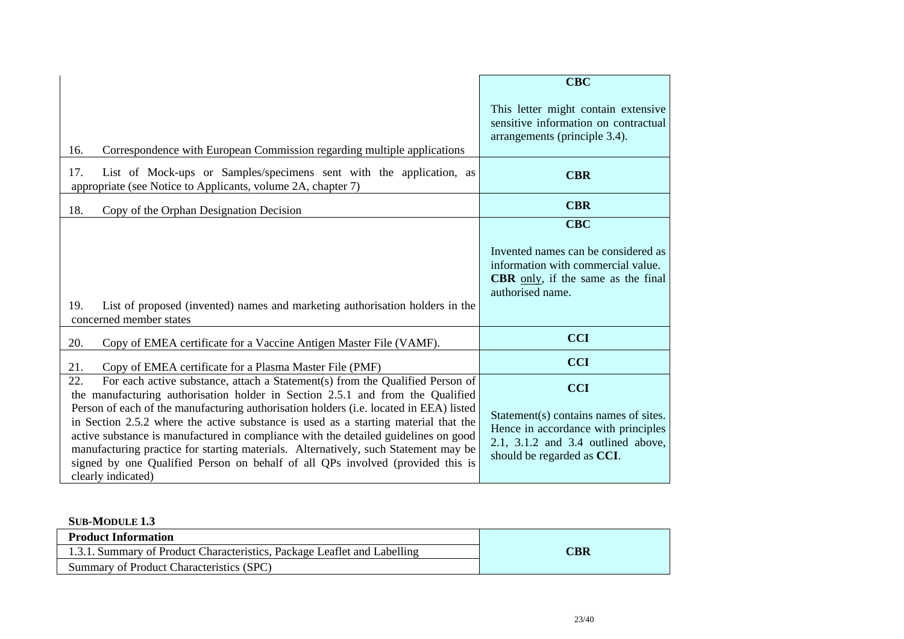| | |
|---|---|
| 16. Correspondence with European Commission regarding multiple applications | **CBC**<br><br>This letter might contain extensive sensitive information on contractual arrangements (principle 3.4). |
| 17. List of Mock-ups or Samples/specimens sent with the application, as appropriate (see Notice to Applicants, volume 2A, chapter 7) | **CBR** |
| 18. Copy of the Orphan Designation Decision | **CBR** |
| 19. List of proposed (invented) names and marketing authorisation holders in the concerned member states | **CBC**<br><br>Invented names can be considered as information with commercial value. **CBR** only, if the same as the final authorised name. |
| 20. Copy of EMEA certificate for a Vaccine Antigen Master File (VAMF). | **CCI** |
| 21. Copy of EMEA certificate for a Plasma Master File (PMF) | **CCI** |
| 22. For each active substance, attach a Statement(s) from the Qualified Person of the manufacturing authorisation holder in Section 2.5.1 and from the Qualified Person of each of the manufacturing authorisation holders (i.e. located in EEA) listed in Section 2.5.2 where the active substance is used as a starting material that the active substance is manufactured in compliance with the detailed guidelines on good manufacturing practice for starting materials. Alternatively, such Statement may be signed by one Qualified Person on behalf of all QPs involved (provided this is clearly indicated) | **CCI**<br><br>Statement(s) contains names of sites. Hence in accordance with principles 2.1, 3.1.2 and 3.4 outlined above, should be regarded as **CCI**. |

**SUB-MODULE 1.3**

| **Product Information** | |
|---|---|
| 1.3.1. Summary of Product Characteristics, Package Leaflet and Labelling | **CBR** |
| Summary of Product Characteristics (SPC) | |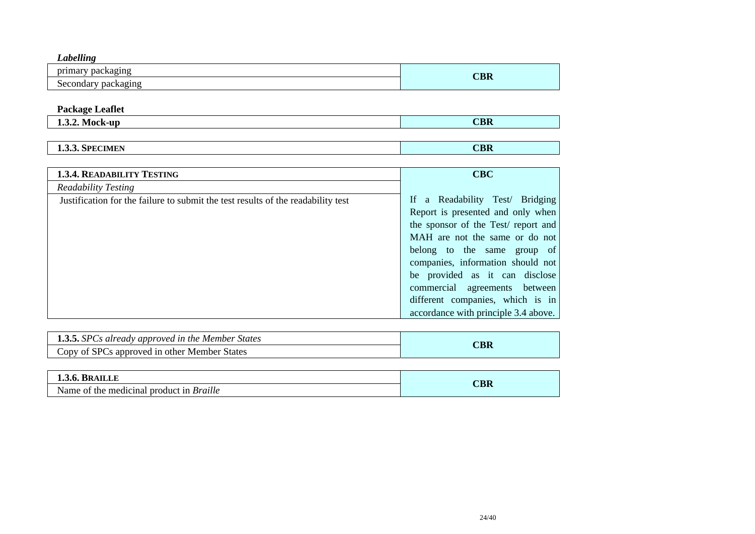*Labelling*

| | |
|---|---|
| primary packaging | CBR |
| Secondary packaging | |

**Package Leaflet**

| | |
|---|---|
| **1.3.2. Mock-up** | **CBR** |

| | |
|---|---|
| **1.3.3. SPECIMEN** | **CBR** |

| | |
|---|---|
| **1.3.4. READABILITY TESTING** | **CBC** |
| *Readability Testing* | |
| Justification for the failure to submit the test results of the readability test | If a Readability Test/ Bridging Report is presented and only when the sponsor of the Test/ report and MAH are not the same or do not belong to the same group of companies, information should not be provided as it can disclose commercial agreements between different companies, which is in accordance with principle 3.4 above. |

| | |
|---|---|
| **1.3.5.** *SPCs already approved in the Member States* | **CBR** |
| Copy of SPCs approved in other Member States | |

| | |
|---|---|
| **1.3.6. BRAILLE** | **CBR** |
| Name of the medicinal product in *Braille* | |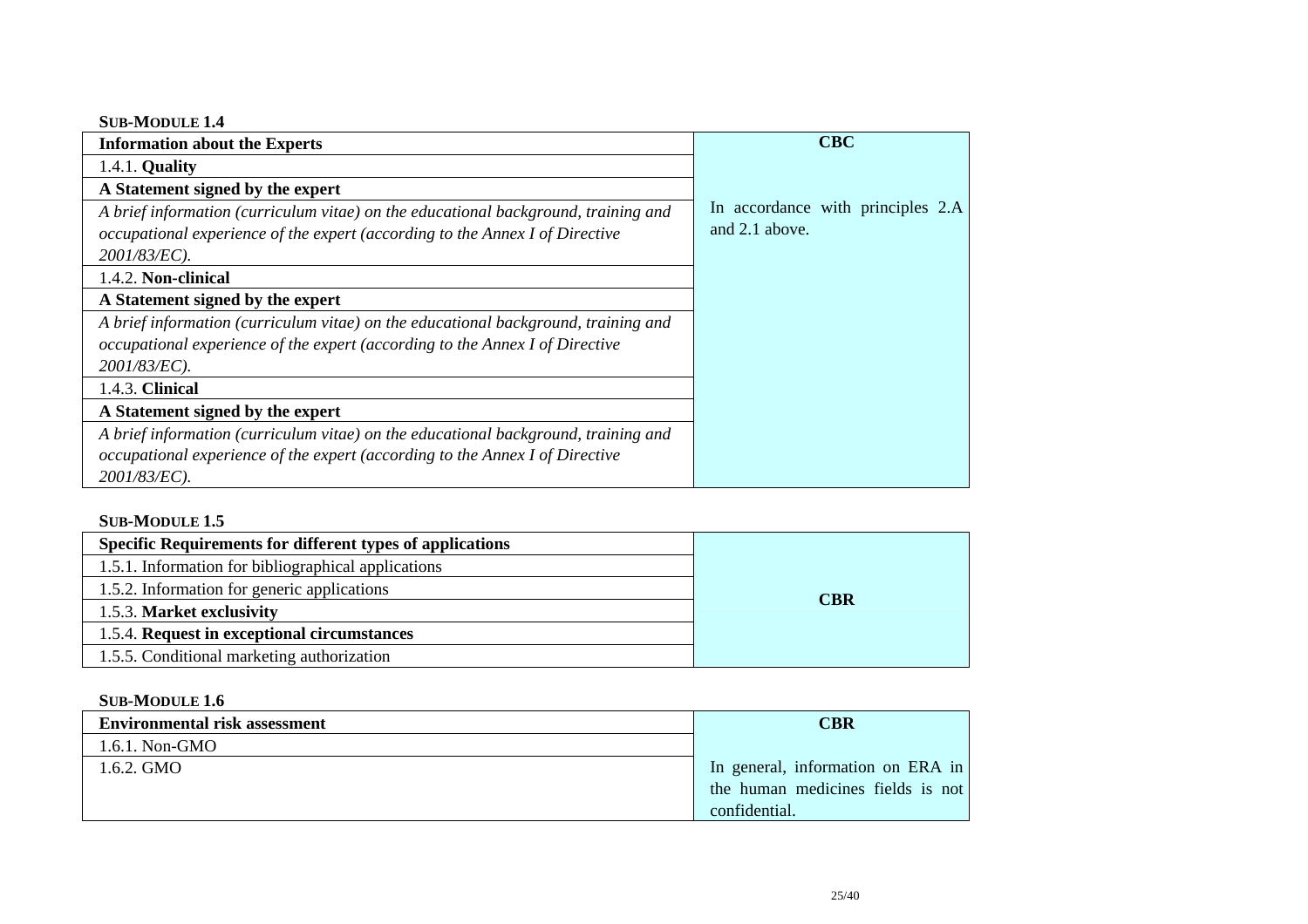**SUB-MODULE 1.4**

| Information about the Experts | CBC |
|---|---|
| 1.4.1. **Quality** | In accordance with principles 2.A and 2.1 above. |
| **A Statement signed by the expert** | |
| *A brief information (curriculum vitae) on the educational background, training and occupational experience of the expert (according to the Annex I of Directive 2001/83/EC).* | |
| 1.4.2. **Non-clinical** | |
| **A Statement signed by the expert** | |
| *A brief information (curriculum vitae) on the educational background, training and occupational experience of the expert (according to the Annex I of Directive 2001/83/EC).* | |
| 1.4.3. **Clinical** | |
| **A Statement signed by the expert** | |
| *A brief information (curriculum vitae) on the educational background, training and occupational experience of the expert (according to the Annex I of Directive 2001/83/EC).* | |

**SUB-MODULE 1.5**

| Specific Requirements for different types of applications | CBR |
|---|---|
| 1.5.1. Information for bibliographical applications | |
| 1.5.2. Information for generic applications | |
| 1.5.3. **Market exclusivity** | |
| 1.5.4. **Request in exceptional circumstances** | |
| 1.5.5. Conditional marketing authorization | |

**SUB-MODULE 1.6**

| Environmental risk assessment | CBR |
|---|---|
| 1.6.1. Non-GMO | In general, information on ERA in the human medicines fields is not confidential. |
| 1.6.2. GMO | |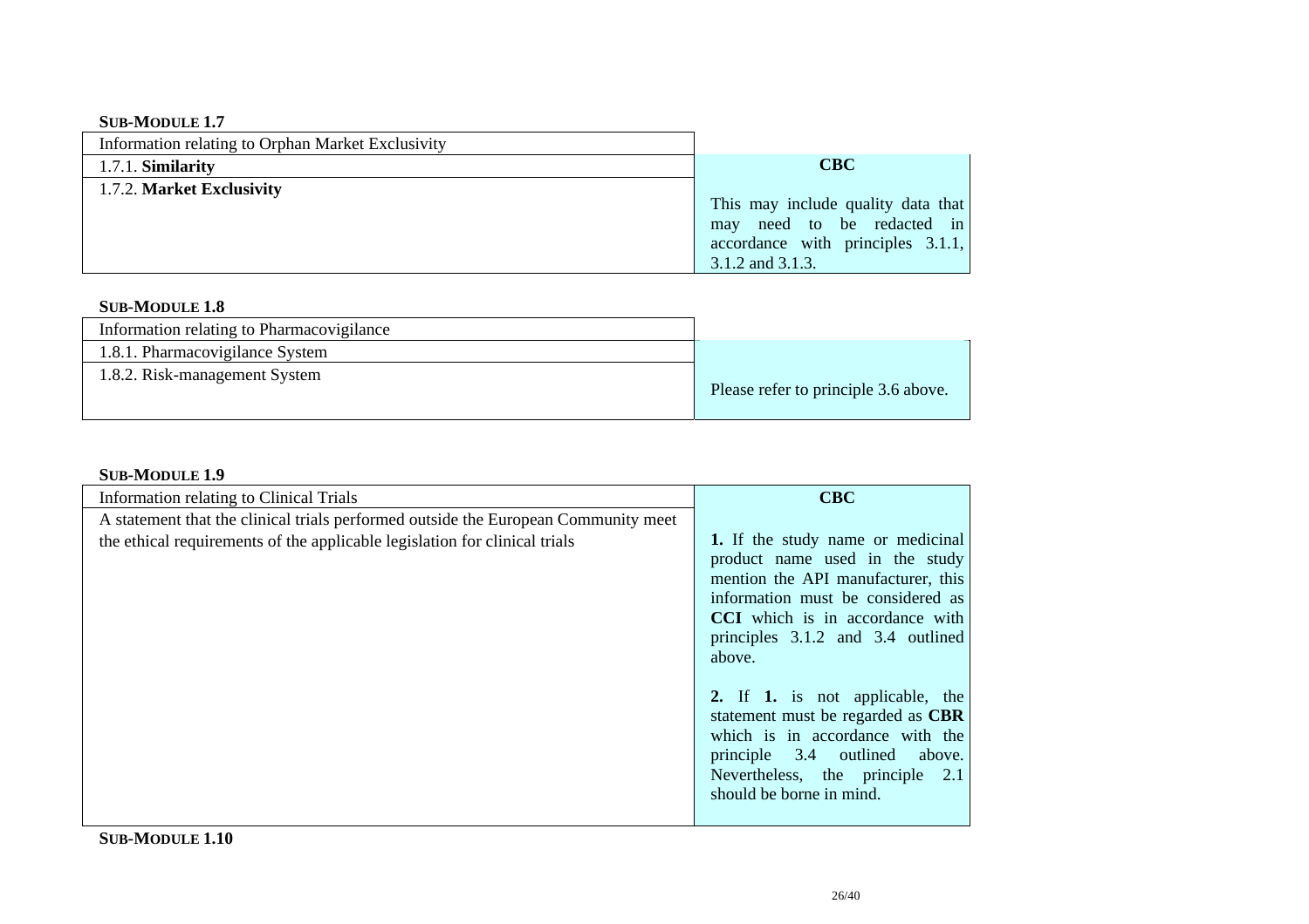**SUB-MODULE 1.7**

| Information relating to Orphan Market Exclusivity | |
|---|---|
| 1.7.1. **Similarity** | **CBC** |
| 1.7.2. **Market Exclusivity** | This may include quality data that may need to be redacted in accordance with principles 3.1.1, 3.1.2 and 3.1.3. |

**SUB-MODULE 1.8**

| Information relating to Pharmacovigilance | |
|---|---|
| 1.8.1. Pharmacovigilance System | |
| 1.8.2. Risk-management System | Please refer to principle 3.6 above. |

**SUB-MODULE 1.9**

| Information relating to Clinical Trials | **CBC** |
|---|---|
| A statement that the clinical trials performed outside the European Community meet the ethical requirements of the applicable legislation for clinical trials | **1.** If the study name or medicinal product name used in the study mention the API manufacturer, this information must be considered as **CCI** which is in accordance with principles 3.1.2 and 3.4 outlined above.<br><br>**2.** If **1.** is not applicable, the statement must be regarded as **CBR** which is in accordance with the principle 3.4 outlined above. Nevertheless, the principle 2.1 should be borne in mind. |

**SUB-MODULE 1.10**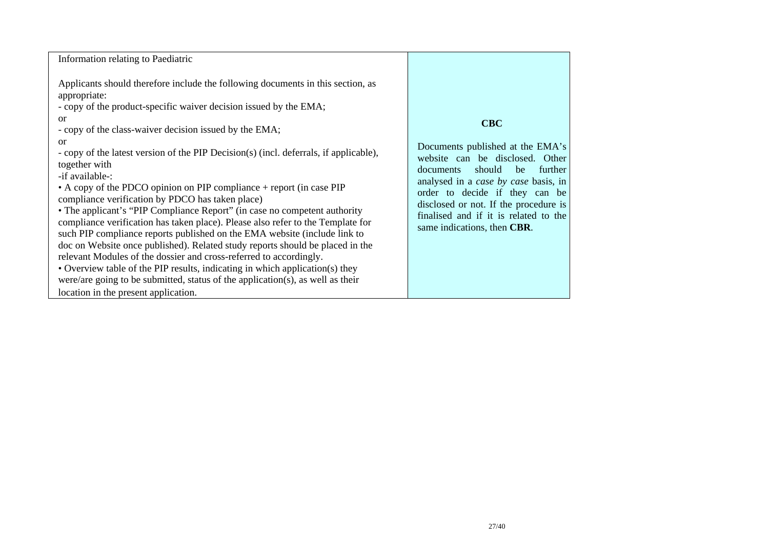| Information relating to Paediatric<br><br>Applicants should therefore include the following documents in this section, as appropriate:<br>- copy of the product-specific waiver decision issued by the EMA;<br>or<br>- copy of the class-waiver decision issued by the EMA;<br>or<br>- copy of the latest version of the PIP Decision(s) (incl. deferrals, if applicable), together with<br>-if available-:<br>• A copy of the PDCO opinion on PIP compliance + report (in case PIP compliance verification by PDCO has taken place)<br>• The applicant's "PIP Compliance Report" (in case no competent authority compliance verification has taken place). Please also refer to the Template for such PIP compliance reports published on the EMA website (include link to doc on Website once published). Related study reports should be placed in the relevant Modules of the dossier and cross-referred to accordingly.<br>• Overview table of the PIP results, indicating in which application(s) they were/are going to be submitted, status of the application(s), as well as their location in the present application. | **CBC**<br><br>Documents published at the EMA's website can be disclosed. Other documents should be further analysed in a *case by case* basis, in order to decide if they can be disclosed or not. If the procedure is finalised and if it is related to the same indications, then **CBR**. |
|---|---|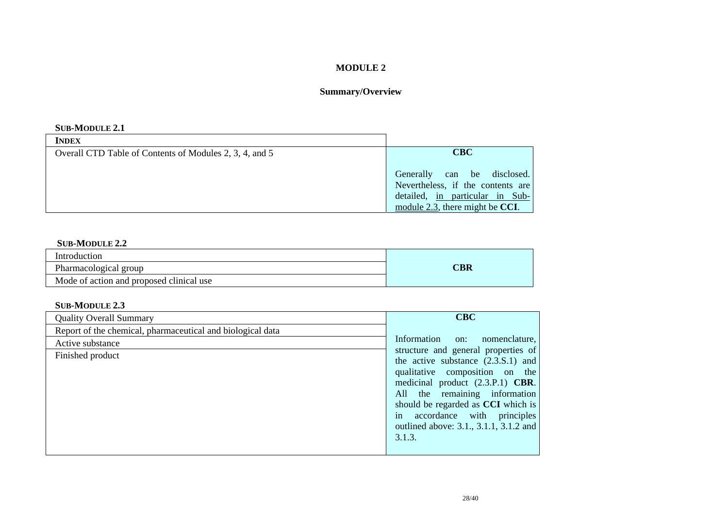# MODULE 2

## Summary/Overview

### SUB-MODULE 2.1

| INDEX | |
|---|---|
| Overall CTD Table of Contents of Modules 2, 3, 4, and 5 | **CBC**<br><br>Generally can be disclosed. Nevertheless, if the contents are detailed, <u>in particular in Sub-module 2.3</u>, there might be **CCI**. |

### SUB-MODULE 2.2

| | |
|---|---|
| Introduction | **CBR** |
| Pharmacological group | |
| Mode of action and proposed clinical use | |

### SUB-MODULE 2.3

| | |
|---|---|
| Quality Overall Summary | **CBC**<br><br>Information on: nomenclature, structure and general properties of the active substance (2.3.S.1) and qualitative composition on the medicinal product (2.3.P.1) **CBR**. All the remaining information should be regarded as **CCI** which is in accordance with principles outlined above: 3.1., 3.1.1, 3.1.2 and 3.1.3. |
| Report of the chemical, pharmaceutical and biological data | |
| Active substance | |
| Finished product | |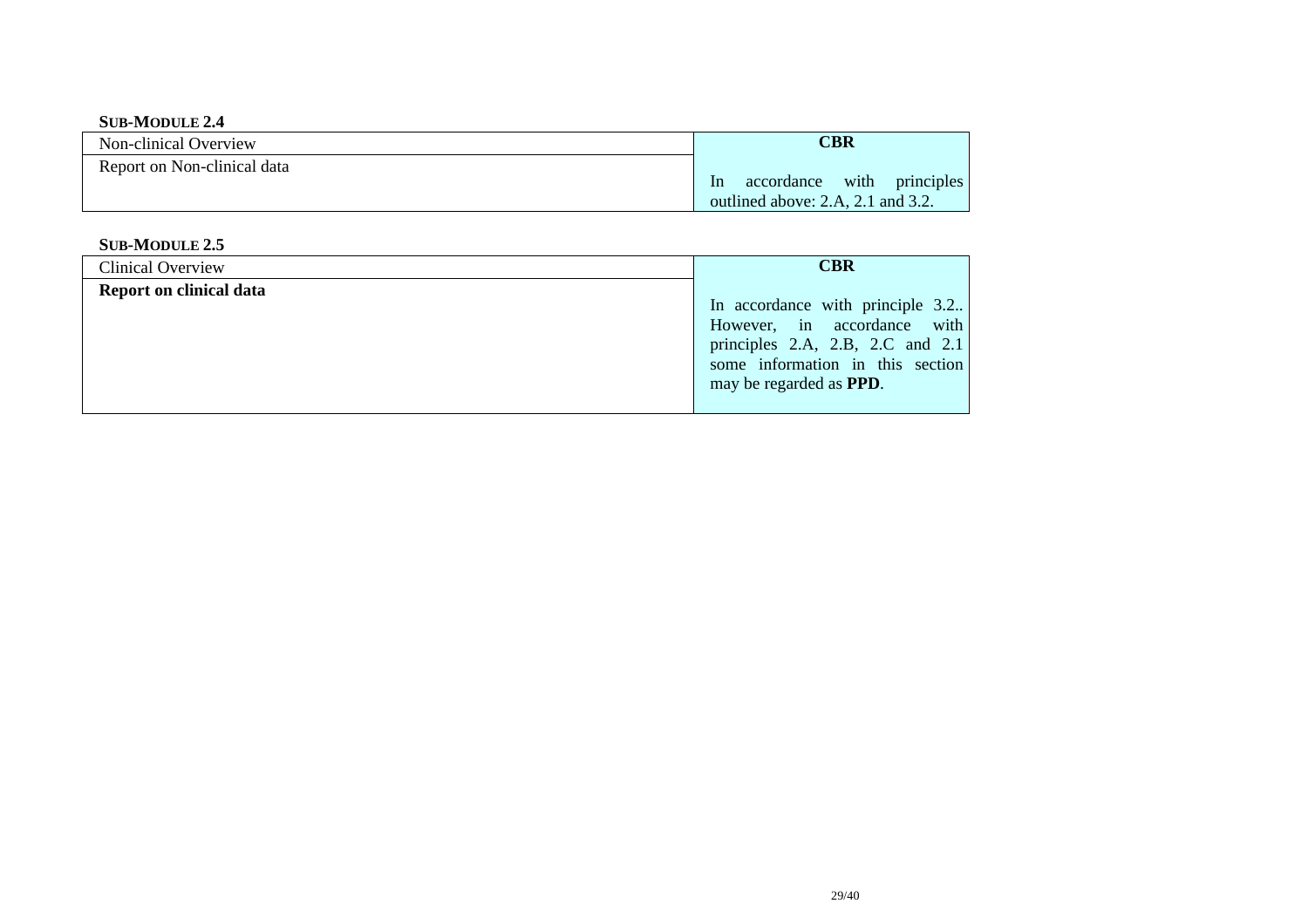**SUB-MODULE 2.4**

| Non-clinical Overview | **CBR** |
|---|---|
| Report on Non-clinical data | In accordance with principles outlined above: 2.A, 2.1 and 3.2. |

**SUB-MODULE 2.5**

| Clinical Overview | **CBR** |
|---|---|
| **Report on clinical data** | In accordance with principle 3.2.. However, in accordance with principles 2.A, 2.B, 2.C and 2.1 some information in this section may be regarded as **PPD**. |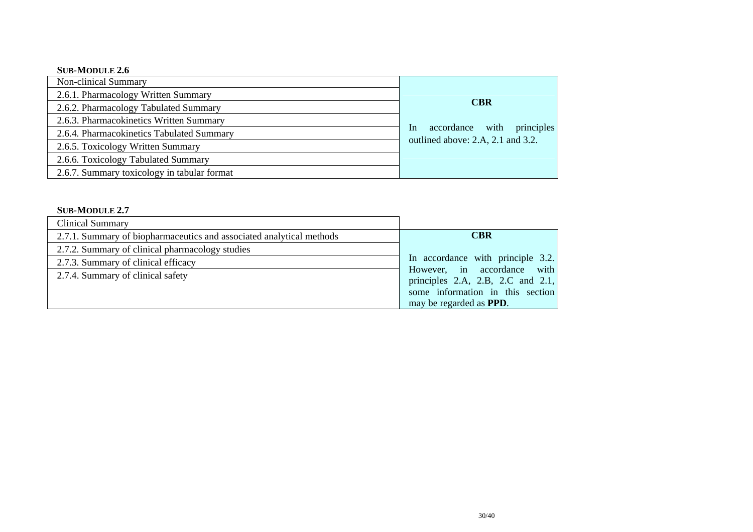**SUB-MODULE 2.6**

| Non-clinical Summary | |
|---|---|
| 2.6.1. Pharmacology Written Summary | **CBR**<br><br>In accordance with principles outlined above: 2.A, 2.1 and 3.2. |
| 2.6.2. Pharmacology Tabulated Summary | |
| 2.6.3. Pharmacokinetics Written Summary | |
| 2.6.4. Pharmacokinetics Tabulated Summary | |
| 2.6.5. Toxicology Written Summary | |
| 2.6.6. Toxicology Tabulated Summary | |
| 2.6.7. Summary toxicology in tabular format | |

**SUB-MODULE 2.7**

| Clinical Summary | |
|---|---|
| 2.7.1. Summary of biopharmaceutics and associated analytical methods | **CBR**<br><br>In accordance with principle 3.2. However, in accordance with principles 2.A, 2.B, 2.C and 2.1, some information in this section may be regarded as **PPD**. |
| 2.7.2. Summary of clinical pharmacology studies | |
| 2.7.3. Summary of clinical efficacy | |
| 2.7.4. Summary of clinical safety | |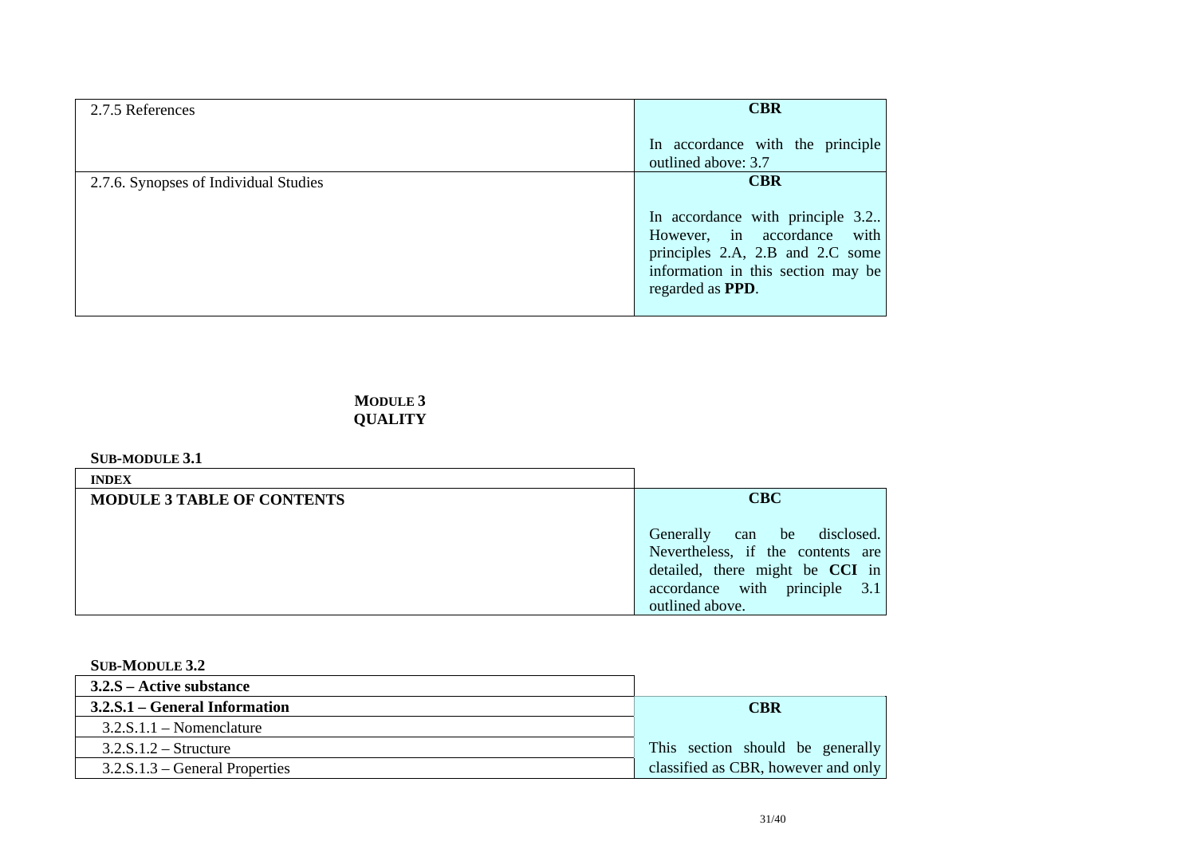| | |
|---|---|
| 2.7.5 References | **CBR**<br><br>In accordance with the principle outlined above: 3.7 |
| 2.7.6. Synopses of Individual Studies | **CBR**<br><br>In accordance with principle 3.2.. However, in accordance with principles 2.A, 2.B and 2.C some information in this section may be regarded as **PPD**. |

# MODULE 3
# QUALITY

## SUB-MODULE 3.1

| **INDEX** | |
|---|---|
| **MODULE 3 TABLE OF CONTENTS** | **CBC**<br><br>Generally can be disclosed. Nevertheless, if the contents are detailed, there might be **CCI** in accordance with principle 3.1 outlined above. |

## SUB-MODULE 3.2

| **3.2.S – Active substance** | |
|---|---|
| **3.2.S.1 – General Information** | **CBR** |
| 3.2.S.1.1 – Nomenclature | |
| 3.2.S.1.2 – Structure | This section should be generally |
| 3.2.S.1.3 – General Properties | classified as CBR, however and only |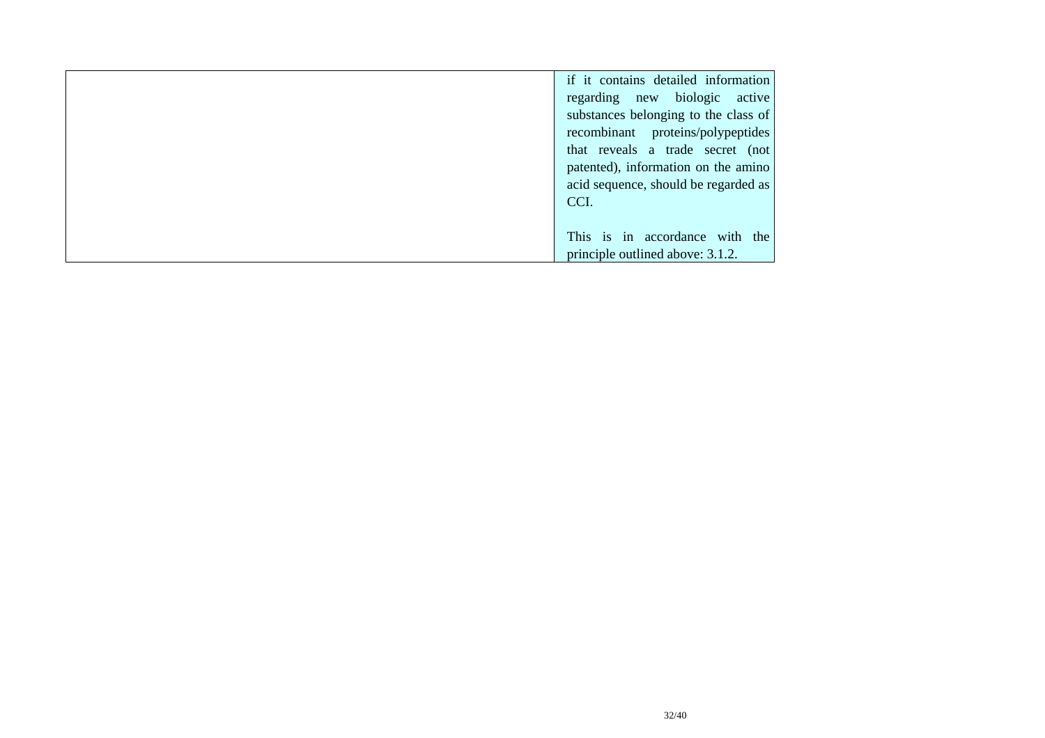|  |  |
|---|---|
|  | if it contains detailed information regarding new biologic active substances belonging to the class of recombinant proteins/polypeptides that reveals a trade secret (not patented), information on the amino acid sequence, should be regarded as CCI.<br><br>This is in accordance with the principle outlined above: 3.1.2. |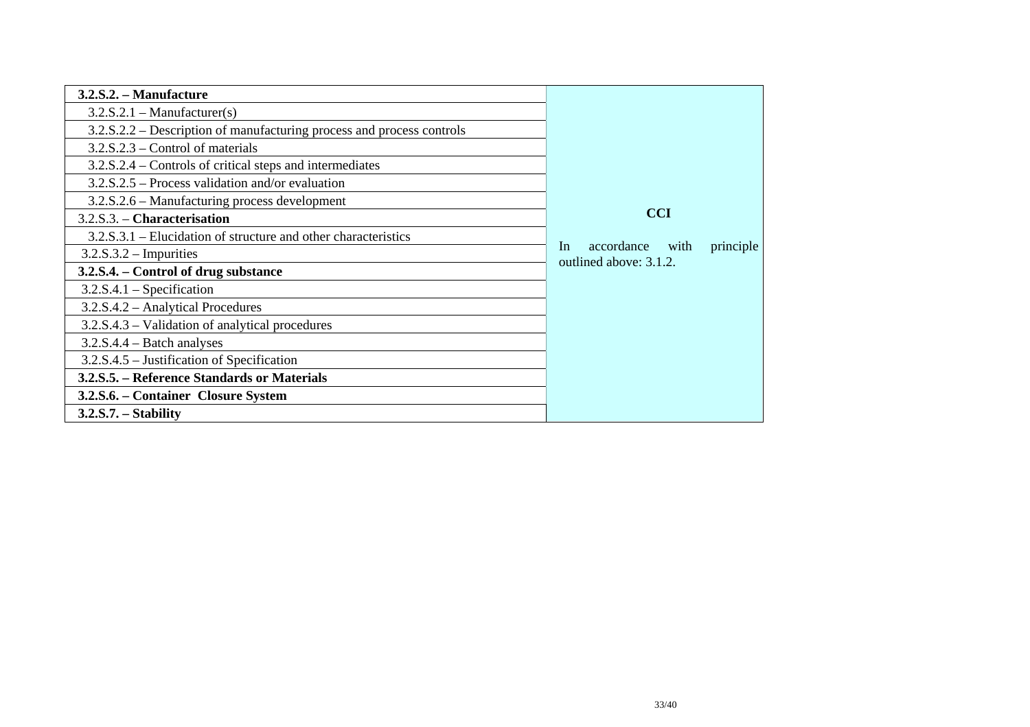| | |
|---|---|
| **3.2.S.2. – Manufacture** | **CCI**<br><br>In accordance with principle outlined above: 3.1.2. |
| 3.2.S.2.1 – Manufacturer(s) | |
| 3.2.S.2.2 – Description of manufacturing process and process controls | |
| 3.2.S.2.3 – Control of materials | |
| 3.2.S.2.4 – Controls of critical steps and intermediates | |
| 3.2.S.2.5 – Process validation and/or evaluation | |
| 3.2.S.2.6 – Manufacturing process development | |
| 3.2.S.3. – **Characterisation** | |
| 3.2.S.3.1 – Elucidation of structure and other characteristics | |
| 3.2.S.3.2 – Impurities | |
| **3.2.S.4. – Control of drug substance** | |
| 3.2.S.4.1 – Specification | |
| 3.2.S.4.2 – Analytical Procedures | |
| 3.2.S.4.3 – Validation of analytical procedures | |
| 3.2.S.4.4 – Batch analyses | |
| 3.2.S.4.5 – Justification of Specification | |
| **3.2.S.5. – Reference Standards or Materials** | |
| **3.2.S.6. – Container Closure System** | |
| **3.2.S.7. – Stability** | |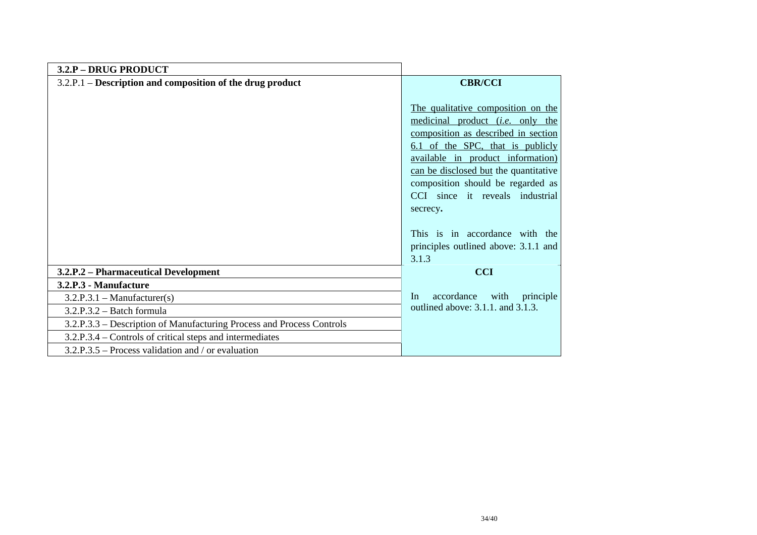| **3.2.P – DRUG PRODUCT** | |
|---|---|
| 3.2.P.1 – **Description and composition of the drug product** | **CBR/CCI**<br><br>The qualitative composition on the medicinal product (*i.e.* only the composition as described in section 6.1 of the SPC, that is publicly available in product information) can be disclosed but the quantitative composition should be regarded as CCI since it reveals industrial secrecy**.**<br><br>This is in accordance with the principles outlined above: 3.1.1 and 3.1.3 |
| **3.2.P.2 – Pharmaceutical Development** | **CCI**<br><br>In accordance with principle outlined above: 3.1.1. and 3.1.3. |
| **3.2.P.3 - Manufacture** | |
| 3.2.P.3.1 – Manufacturer(s) | |
| 3.2.P.3.2 – Batch formula | |
| 3.2.P.3.3 – Description of Manufacturing Process and Process Controls | |
| 3.2.P.3.4 – Controls of critical steps and intermediates | |
| 3.2.P.3.5 – Process validation and / or evaluation | |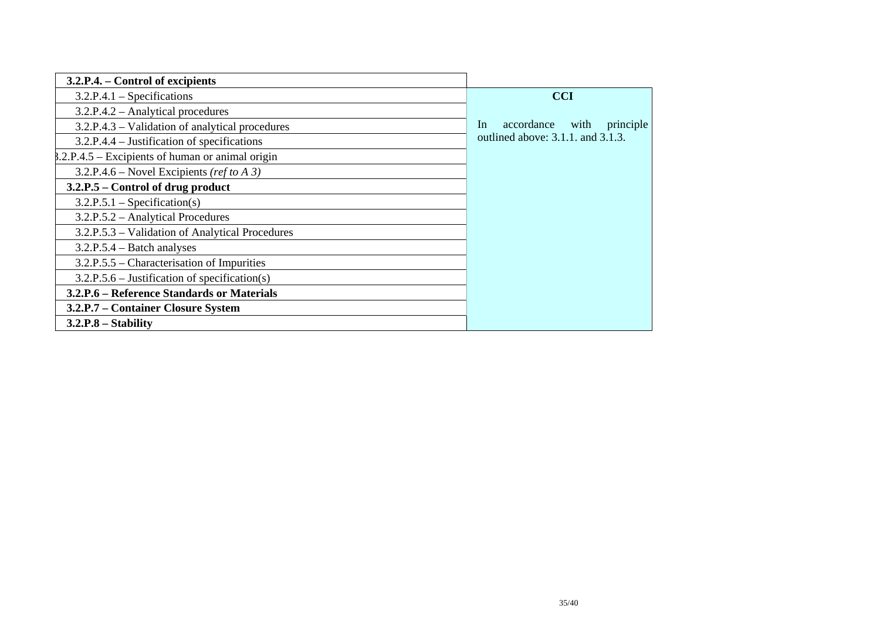| **3.2.P.4. – Control of excipients** | |
|---|---|
| 3.2.P.4.1 – Specifications | **CCI**<br><br>In accordance with principle outlined above: 3.1.1. and 3.1.3. |
| 3.2.P.4.2 – Analytical procedures | |
| 3.2.P.4.3 – Validation of analytical procedures | |
| 3.2.P.4.4 – Justification of specifications | |
| 3.2.P.4.5 – Excipients of human or animal origin | |
| 3.2.P.4.6 – Novel Excipients *(ref to A 3)* | |
| **3.2.P.5 – Control of drug product** | |
| 3.2.P.5.1 – Specification(s) | |
| 3.2.P.5.2 – Analytical Procedures | |
| 3.2.P.5.3 – Validation of Analytical Procedures | |
| 3.2.P.5.4 – Batch analyses | |
| 3.2.P.5.5 – Characterisation of Impurities | |
| 3.2.P.5.6 – Justification of specification(s) | |
| **3.2.P.6 – Reference Standards or Materials** | |
| **3.2.P.7 – Container Closure System** | |
| **3.2.P.8 – Stability** | |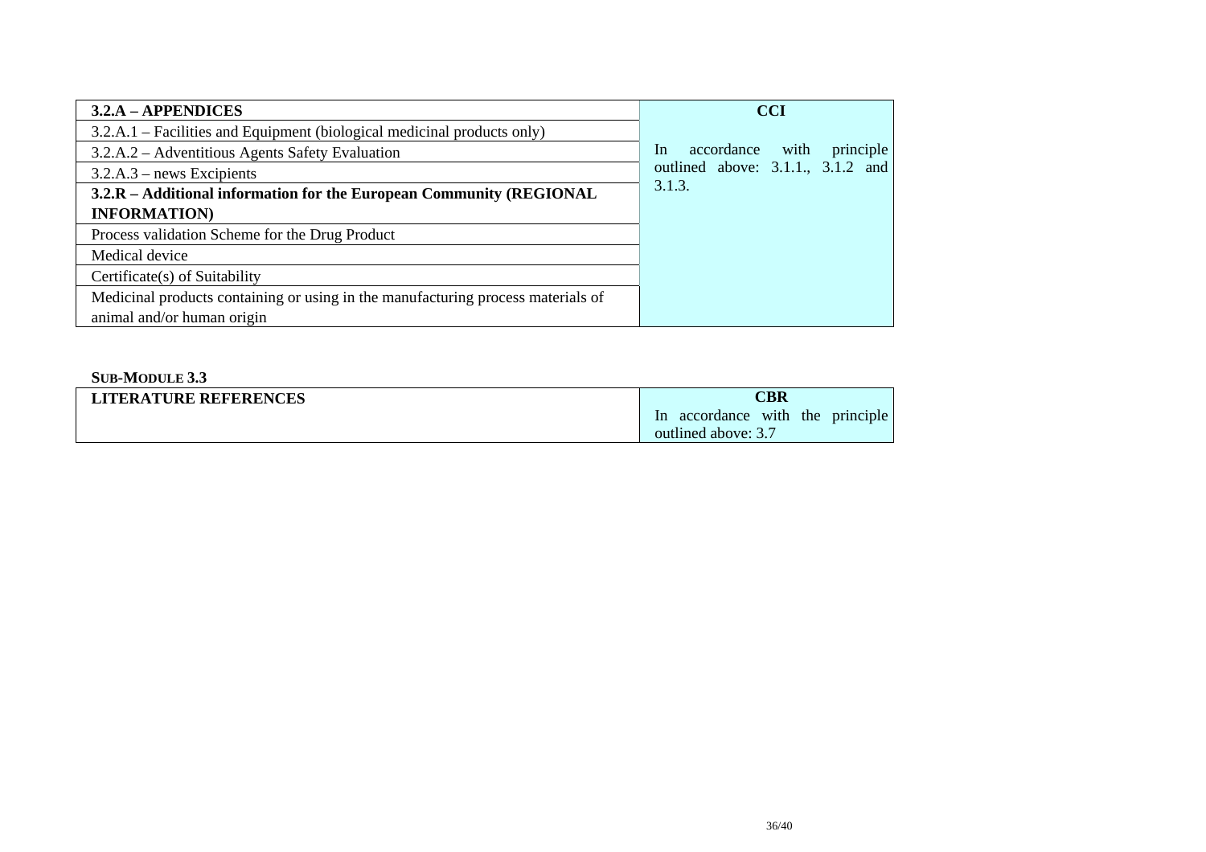| 3.2.A – APPENDICES | CCI |
| --- | --- |
| 3.2.A.1 – Facilities and Equipment (biological medicinal products only) | In accordance with principle outlined above: 3.1.1., 3.1.2 and 3.1.3. |
| 3.2.A.2 – Adventitious Agents Safety Evaluation | |
| 3.2.A.3 – news Excipients | |
| **3.2.R – Additional information for the European Community (REGIONAL INFORMATION)** | |
| Process validation Scheme for the Drug Product | |
| Medical device | |
| Certificate(s) of Suitability | |
| Medicinal products containing or using in the manufacturing process materials of animal and/or human origin | |

**SUB-MODULE 3.3**

| LITERATURE REFERENCES | CBR |
| --- | --- |
| | In accordance with the principle outlined above: 3.7 |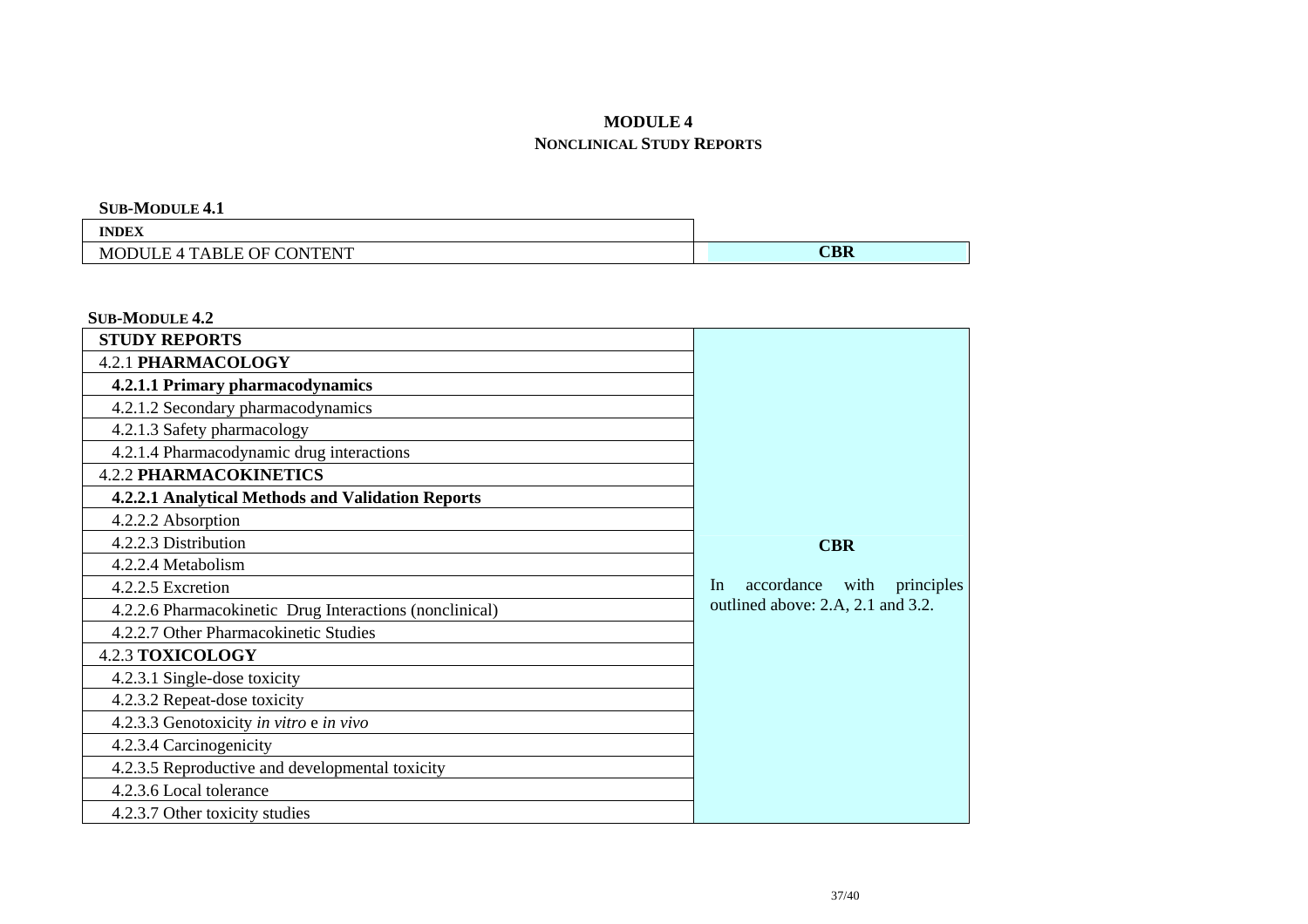# MODULE 4

## NONCLINICAL STUDY REPORTS

**SUB-MODULE 4.1**

| INDEX | |
|---|---|
| MODULE 4 TABLE OF CONTENT | **CBR** |

**SUB-MODULE 4.2**

| STUDY REPORTS | |
|---|---|
| 4.2.1 **PHARMACOLOGY** | **CBR**<br><br>In accordance with principles outlined above: 2.A, 2.1 and 3.2. |
| **4.2.1.1 Primary pharmacodynamics** | |
| 4.2.1.2 Secondary pharmacodynamics | |
| 4.2.1.3 Safety pharmacology | |
| 4.2.1.4 Pharmacodynamic drug interactions | |
| 4.2.2 **PHARMACOKINETICS** | |
| **4.2.2.1 Analytical Methods and Validation Reports** | |
| 4.2.2.2 Absorption | |
| 4.2.2.3 Distribution | |
| 4.2.2.4 Metabolism | |
| 4.2.2.5 Excretion | |
| 4.2.2.6 Pharmacokinetic Drug Interactions (nonclinical) | |
| 4.2.2.7 Other Pharmacokinetic Studies | |
| 4.2.3 **TOXICOLOGY** | |
| 4.2.3.1 Single-dose toxicity | |
| 4.2.3.2 Repeat-dose toxicity | |
| 4.2.3.3 Genotoxicity *in vitro* e *in vivo* | |
| 4.2.3.4 Carcinogenicity | |
| 4.2.3.5 Reproductive and developmental toxicity | |
| 4.2.3.6 Local tolerance | |
| 4.2.3.7 Other toxicity studies | |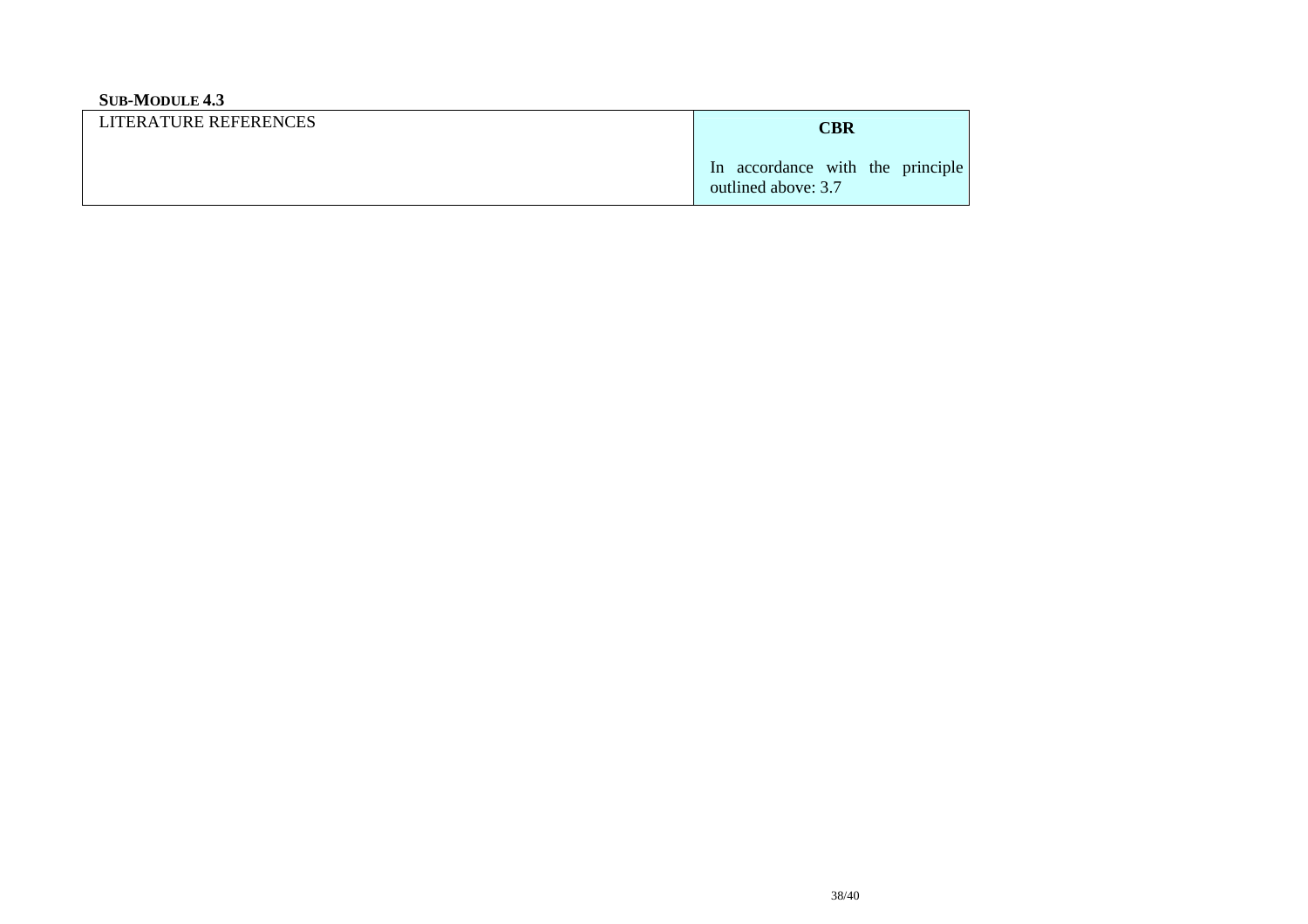**SUB-MODULE 4.3**

| LITERATURE REFERENCES | **CBR**<br><br>In accordance with the principle outlined above: 3.7 |
|---|---|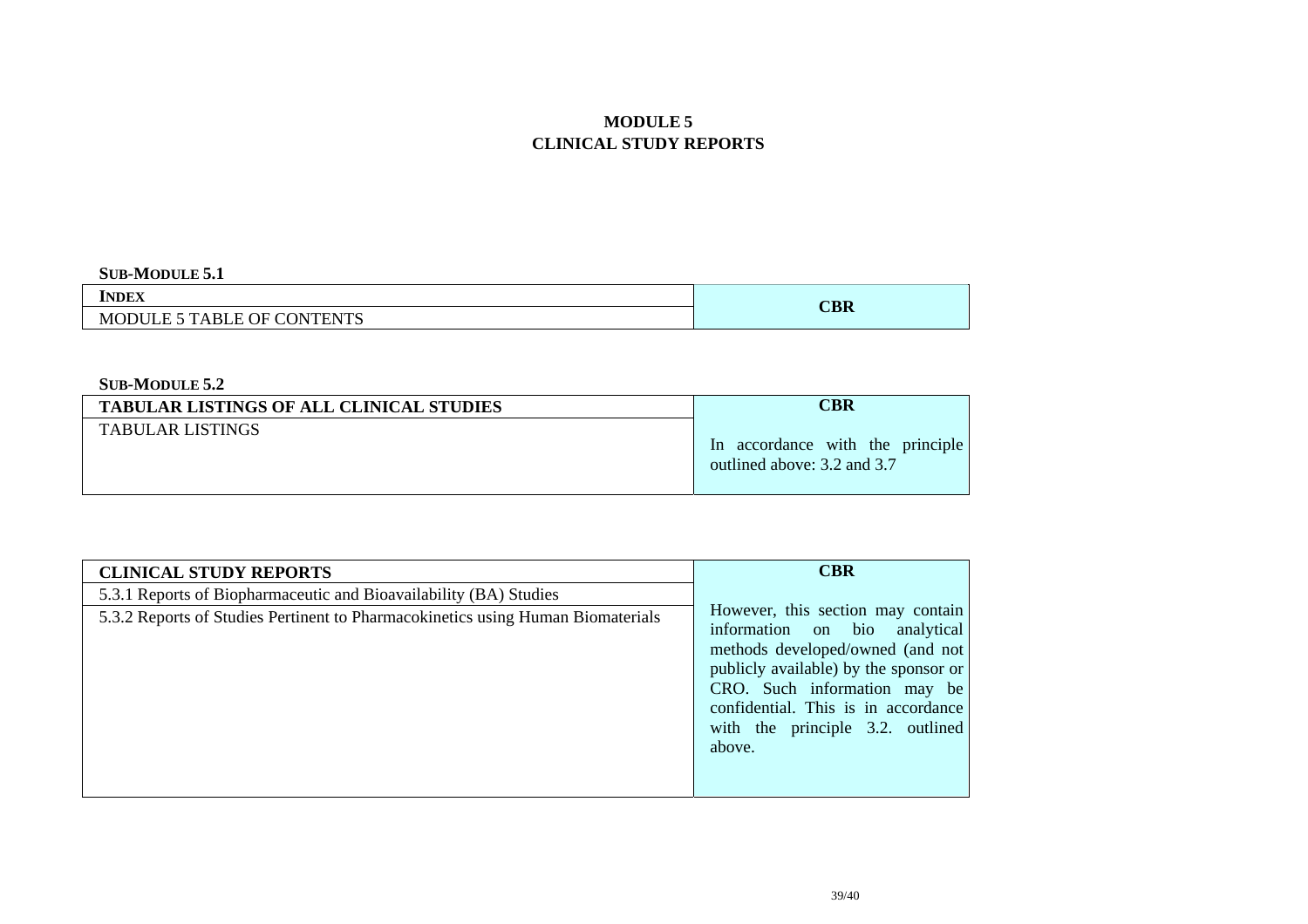# MODULE 5
# CLINICAL STUDY REPORTS

**SUB-MODULE 5.1**

| INDEX | CBR |
|---|---|
| MODULE 5 TABLE OF CONTENTS | |

**SUB-MODULE 5.2**

| TABULAR LISTINGS OF ALL CLINICAL STUDIES | CBR |
|---|---|
| TABULAR LISTINGS | In accordance with the principle outlined above: 3.2 and 3.7 |

| CLINICAL STUDY REPORTS | CBR |
|---|---|
| 5.3.1 Reports of Biopharmaceutic and Bioavailability (BA) Studies | However, this section may contain information on bio analytical methods developed/owned (and not publicly available) by the sponsor or CRO. Such information may be confidential. This is in accordance with the principle 3.2. outlined above. |
| 5.3.2 Reports of Studies Pertinent to Pharmacokinetics using Human Biomaterials | |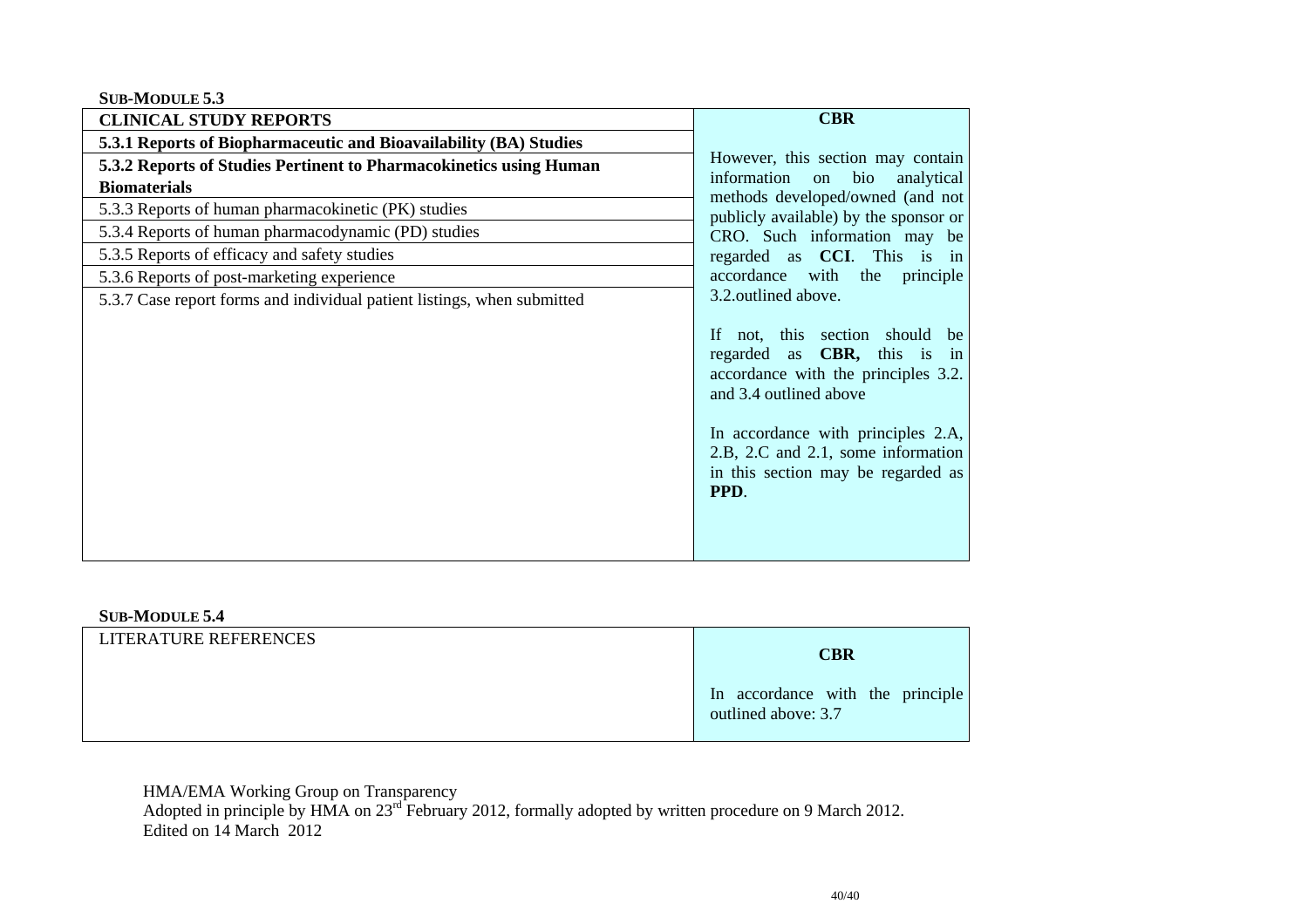**SUB-MODULE 5.3**

| CLINICAL STUDY REPORTS | CBR |
|---|---|
| **5.3.1 Reports of Biopharmaceutic and Bioavailability (BA) Studies** | However, this section may contain information on bio analytical methods developed/owned (and not publicly available) by the sponsor or CRO. Such information may be regarded as **CCI**. This is in accordance with the principle 3.2.outlined above.<br><br>If not, this section should be regarded as **CBR,** this is in accordance with the principles 3.2. and 3.4 outlined above<br><br>In accordance with principles 2.A, 2.B, 2.C and 2.1, some information in this section may be regarded as **PPD**. |
| **5.3.2 Reports of Studies Pertinent to Pharmacokinetics using Human Biomaterials** | |
| 5.3.3 Reports of human pharmacokinetic (PK) studies | |
| 5.3.4 Reports of human pharmacodynamic (PD) studies | |
| 5.3.5 Reports of efficacy and safety studies | |
| 5.3.6 Reports of post-marketing experience | |
| 5.3.7 Case report forms and individual patient listings, when submitted | |

**SUB-MODULE 5.4**

| | |
|---|---|
| LITERATURE REFERENCES | **CBR**<br><br>In accordance with the principle outlined above: 3.7 |

HMA/EMA Working Group on Transparency
Adopted in principle by HMA on 23rd February 2012, formally adopted by written procedure on 9 March 2012.
Edited on 14 March 2012